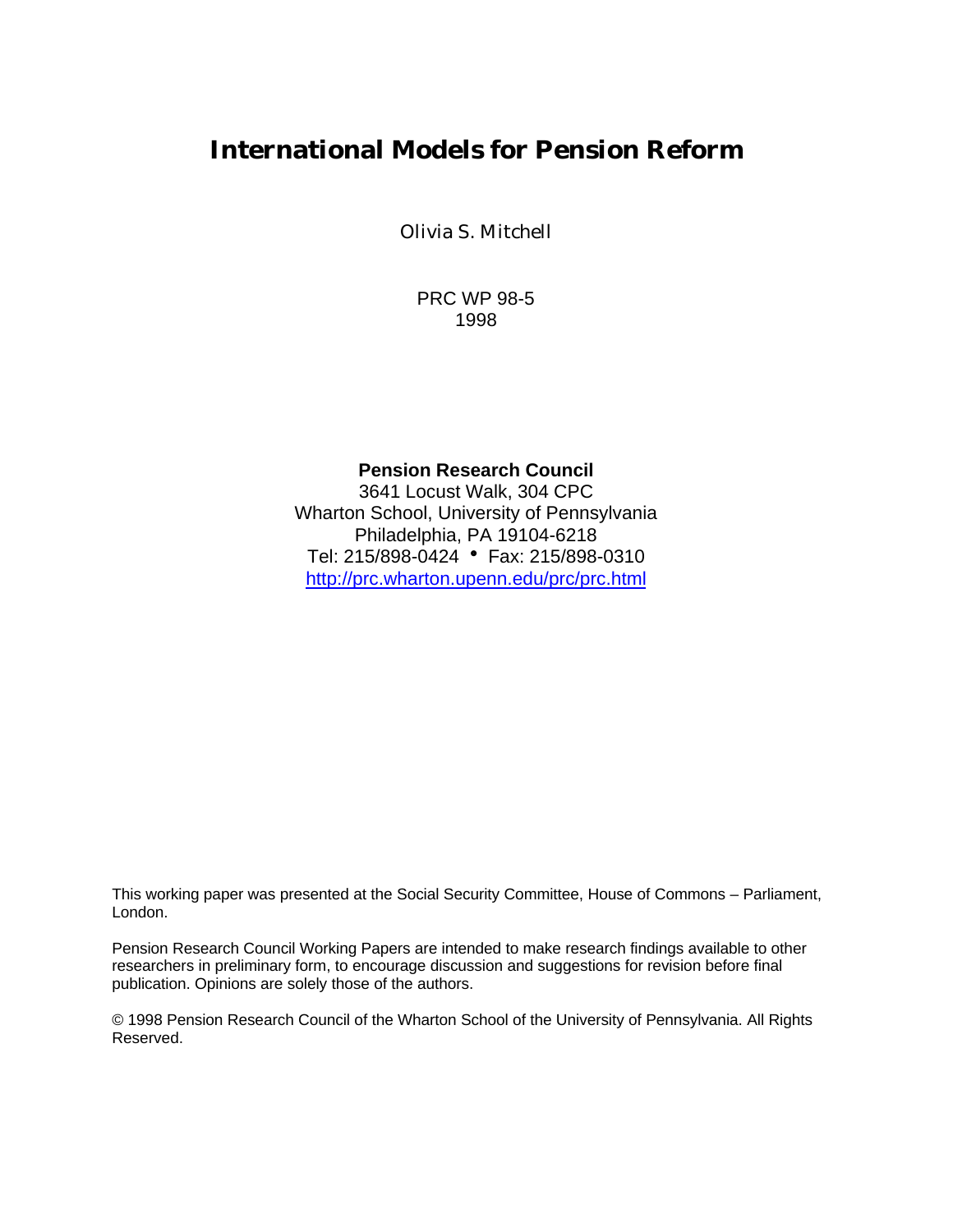# International Models for Pension Reform

Olivia S. Mitchell

PRC WP 98-5
1998

**Pension Research Council**
3641 Locust Walk, 304 CPC
Wharton School, University of Pennsylvania
Philadelphia, PA 19104-6218
Tel: 215/898-0424 • Fax: 215/898-0310
http://prc.wharton.upenn.edu/prc/prc.html

This working paper was presented at the Social Security Committee, House of Commons – Parliament, London.

Pension Research Council Working Papers are intended to make research findings available to other researchers in preliminary form, to encourage discussion and suggestions for revision before final publication. Opinions are solely those of the authors.

© 1998 Pension Research Council of the Wharton School of the University of Pennsylvania. All Rights Reserved.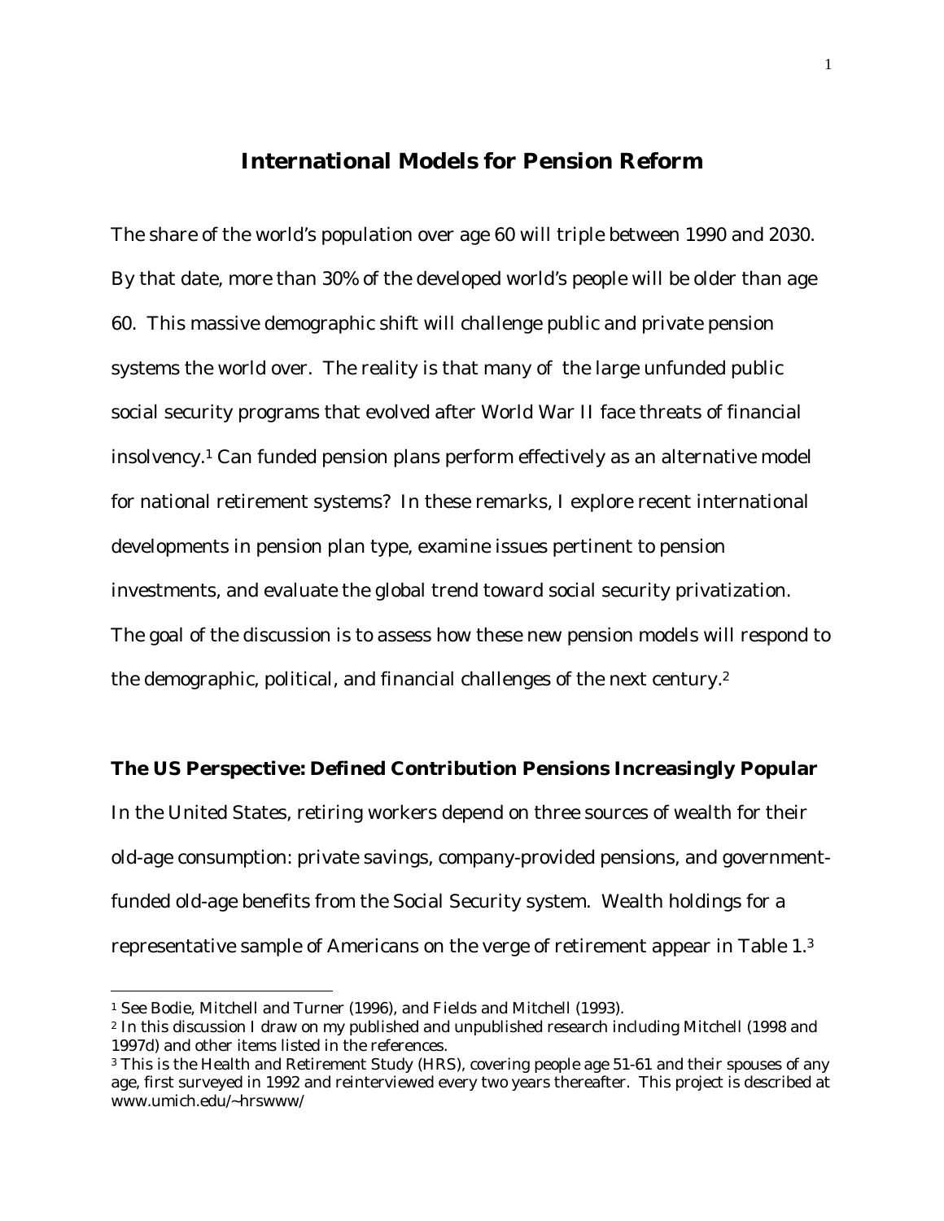# International Models for Pension Reform

The share of the world's population over age 60 will triple between 1990 and 2030. By that date, more than 30% of the developed world's people will be older than age 60. This massive demographic shift will challenge public and private pension systems the world over. The reality is that many of the large unfunded public social security programs that evolved after World War II face threats of financial insolvency.[1] Can funded pension plans perform effectively as an alternative model for national retirement systems? In these remarks, I explore recent international developments in pension plan type, examine issues pertinent to pension investments, and evaluate the global trend toward social security privatization. The goal of the discussion is to assess how these new pension models will respond to the demographic, political, and financial challenges of the next century.[2]

## The US Perspective: Defined Contribution Pensions Increasingly Popular

In the United States, retiring workers depend on three sources of wealth for their old-age consumption: private savings, company-provided pensions, and government-funded old-age benefits from the Social Security system. Wealth holdings for a representative sample of Americans on the verge of retirement appear in Table 1.[3]

---

[1] See Bodie, Mitchell and Turner (1996), and Fields and Mitchell (1993).

[2] In this discussion I draw on my published and unpublished research including Mitchell (1998 and 1997d) and other items listed in the references.

[3] This is the Health and Retirement Study (HRS), covering people age 51-61 and their spouses of any age, first surveyed in 1992 and reinterviewed every two years thereafter. This project is described at www.umich.edu/~hrswww/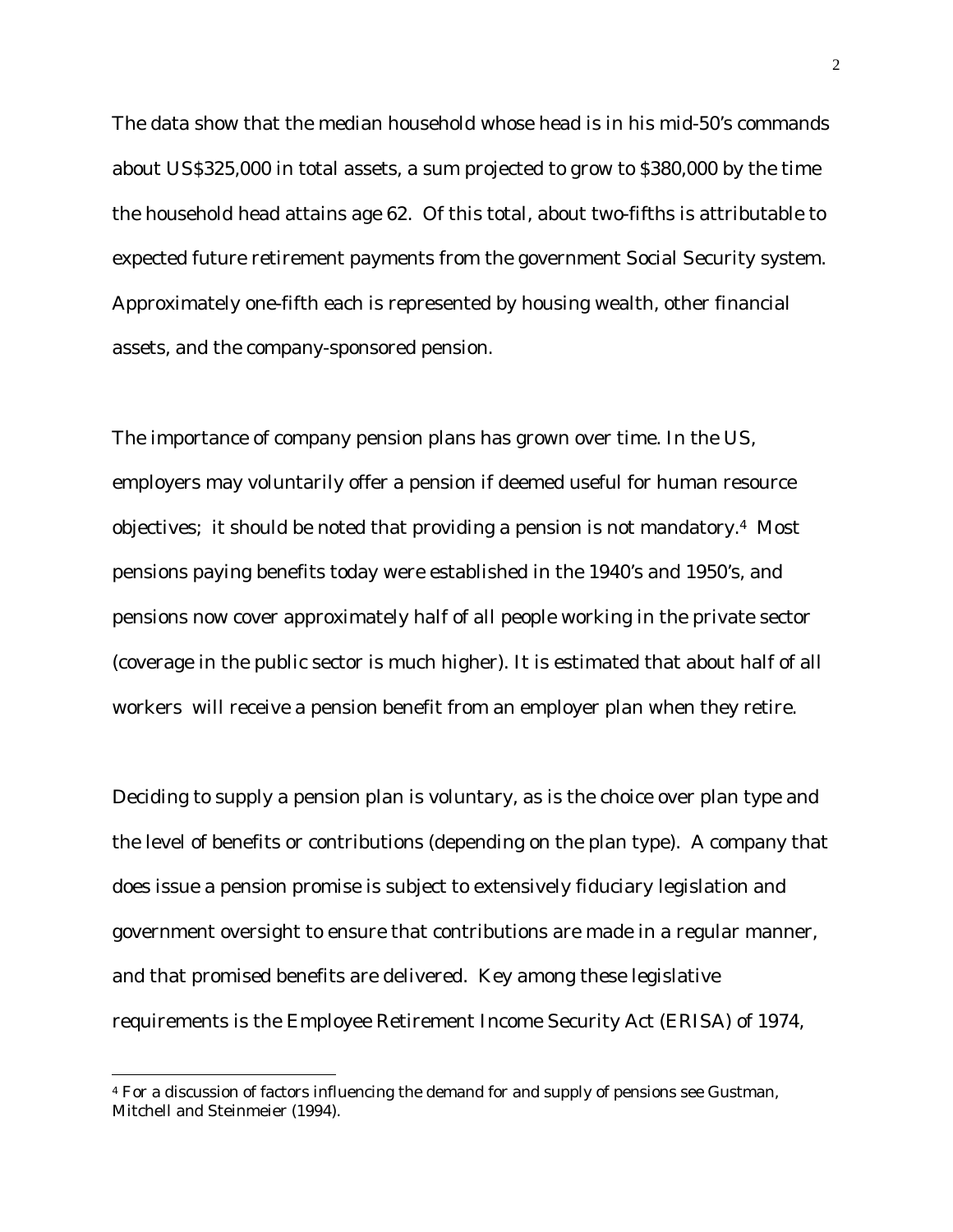The data show that the median household whose head is in his mid-50's commands about US$325,000 in total assets, a sum projected to grow to $380,000 by the time the household head attains age 62. Of this total, about two-fifths is attributable to expected future retirement payments from the government Social Security system. Approximately one-fifth each is represented by housing wealth, other financial assets, and the company-sponsored pension.

The importance of company pension plans has grown over time. In the US, employers may voluntarily offer a pension if deemed useful for human resource objectives; it should be noted that providing a pension is not mandatory.[4] Most pensions paying benefits today were established in the 1940's and 1950's, and pensions now cover approximately half of all people working in the private sector (coverage in the public sector is much higher). It is estimated that about half of all workers will receive a pension benefit from an employer plan when they retire.

Deciding to supply a pension plan is voluntary, as is the choice over plan type and the level of benefits or contributions (depending on the plan type). A company that does issue a pension promise is subject to extensively fiduciary legislation and government oversight to ensure that contributions are made in a regular manner, and that promised benefits are delivered. Key among these legislative requirements is the Employee Retirement Income Security Act (ERISA) of 1974,

[4] For a discussion of factors influencing the demand for and supply of pensions see Gustman, Mitchell and Steinmeier (1994).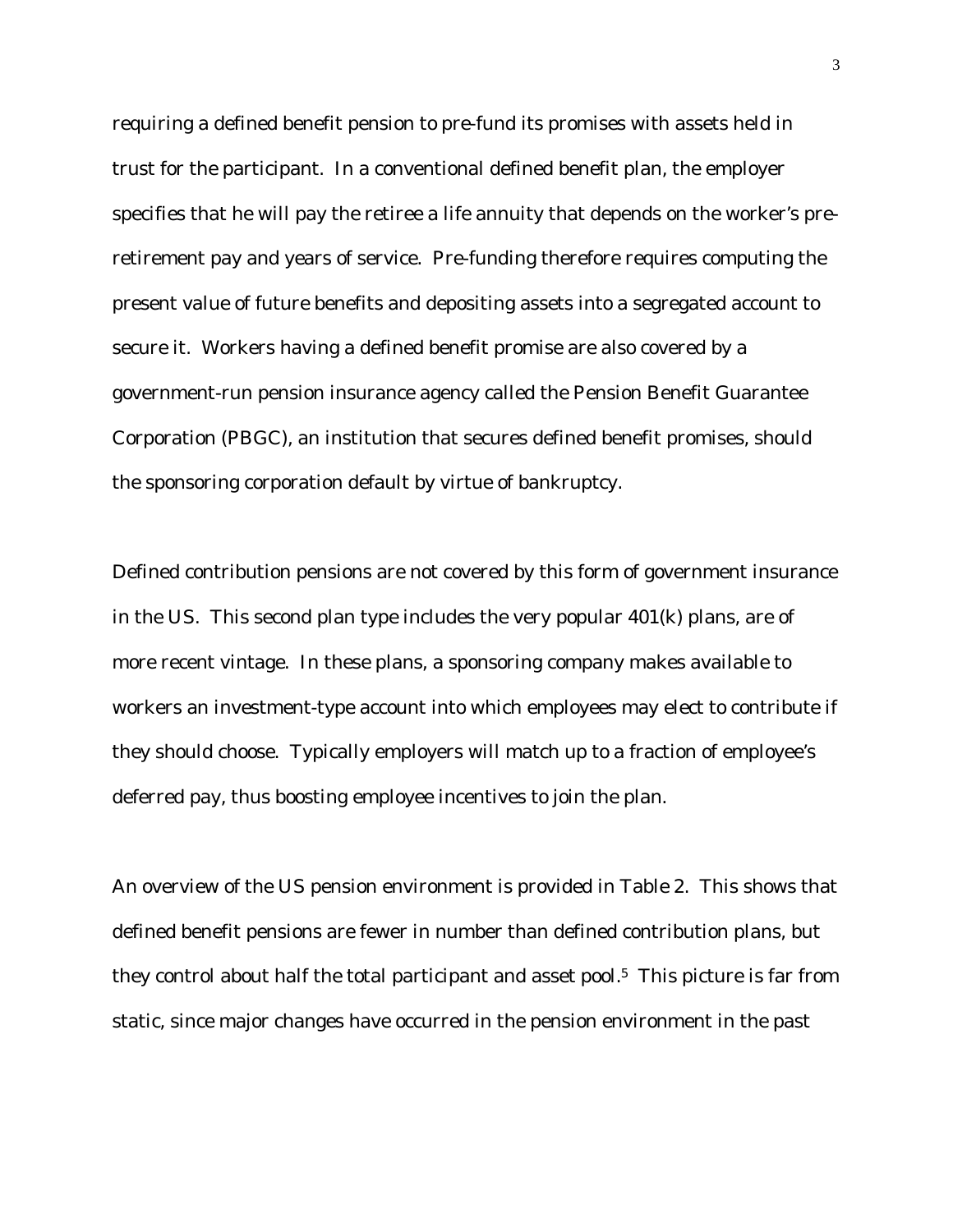requiring a defined benefit pension to pre-fund its promises with assets held in trust for the participant. In a conventional defined benefit plan, the employer specifies that he will pay the retiree a life annuity that depends on the worker's pre-retirement pay and years of service. Pre-funding therefore requires computing the present value of future benefits and depositing assets into a segregated account to secure it. Workers having a defined benefit promise are also covered by a government-run pension insurance agency called the Pension Benefit Guarantee Corporation (PBGC), an institution that secures defined benefit promises, should the sponsoring corporation default by virtue of bankruptcy.

Defined contribution pensions are not covered by this form of government insurance in the US. This second plan type includes the very popular 401(k) plans, are of more recent vintage. In these plans, a sponsoring company makes available to workers an investment-type account into which employees may elect to contribute if they should choose. Typically employers will match up to a fraction of employee's deferred pay, thus boosting employee incentives to join the plan.

An overview of the US pension environment is provided in Table 2. This shows that defined benefit pensions are fewer in number than defined contribution plans, but they control about half the total participant and asset pool.[5] This picture is far from static, since major changes have occurred in the pension environment in the past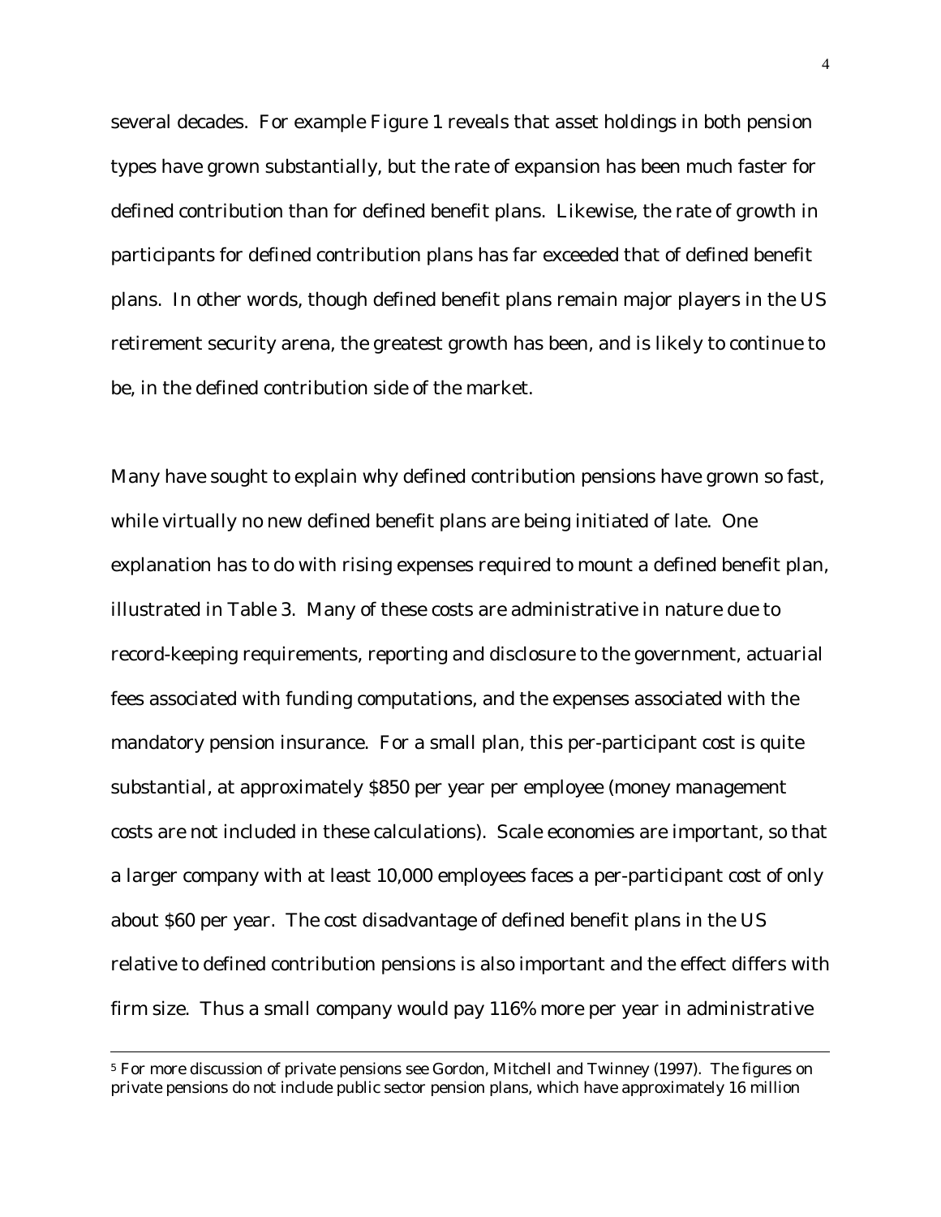several decades. For example Figure 1 reveals that asset holdings in both pension types have grown substantially, but the rate of expansion has been much faster for defined contribution than for defined benefit plans. Likewise, the rate of growth in participants for defined contribution plans has far exceeded that of defined benefit plans. In other words, though defined benefit plans remain major players in the US retirement security arena, the greatest growth has been, and is likely to continue to be, in the defined contribution side of the market.

Many have sought to explain why defined contribution pensions have grown so fast, while virtually no new defined benefit plans are being initiated of late. One explanation has to do with rising expenses required to mount a defined benefit plan, illustrated in Table 3. Many of these costs are administrative in nature due to record-keeping requirements, reporting and disclosure to the government, actuarial fees associated with funding computations, and the expenses associated with the mandatory pension insurance. For a small plan, this per-participant cost is quite substantial, at approximately $850 per year per employee (money management costs are not included in these calculations). Scale economies are important, so that a larger company with at least 10,000 employees faces a per-participant cost of only about $60 per year. The cost disadvantage of defined benefit plans in the US relative to defined contribution pensions is also important and the effect differs with firm size. Thus a small company would pay 116% more per year in administrative

---

[5] For more discussion of private pensions see Gordon, Mitchell and Twinney (1997). The figures on private pensions do not include public sector pension plans, which have approximately 16 million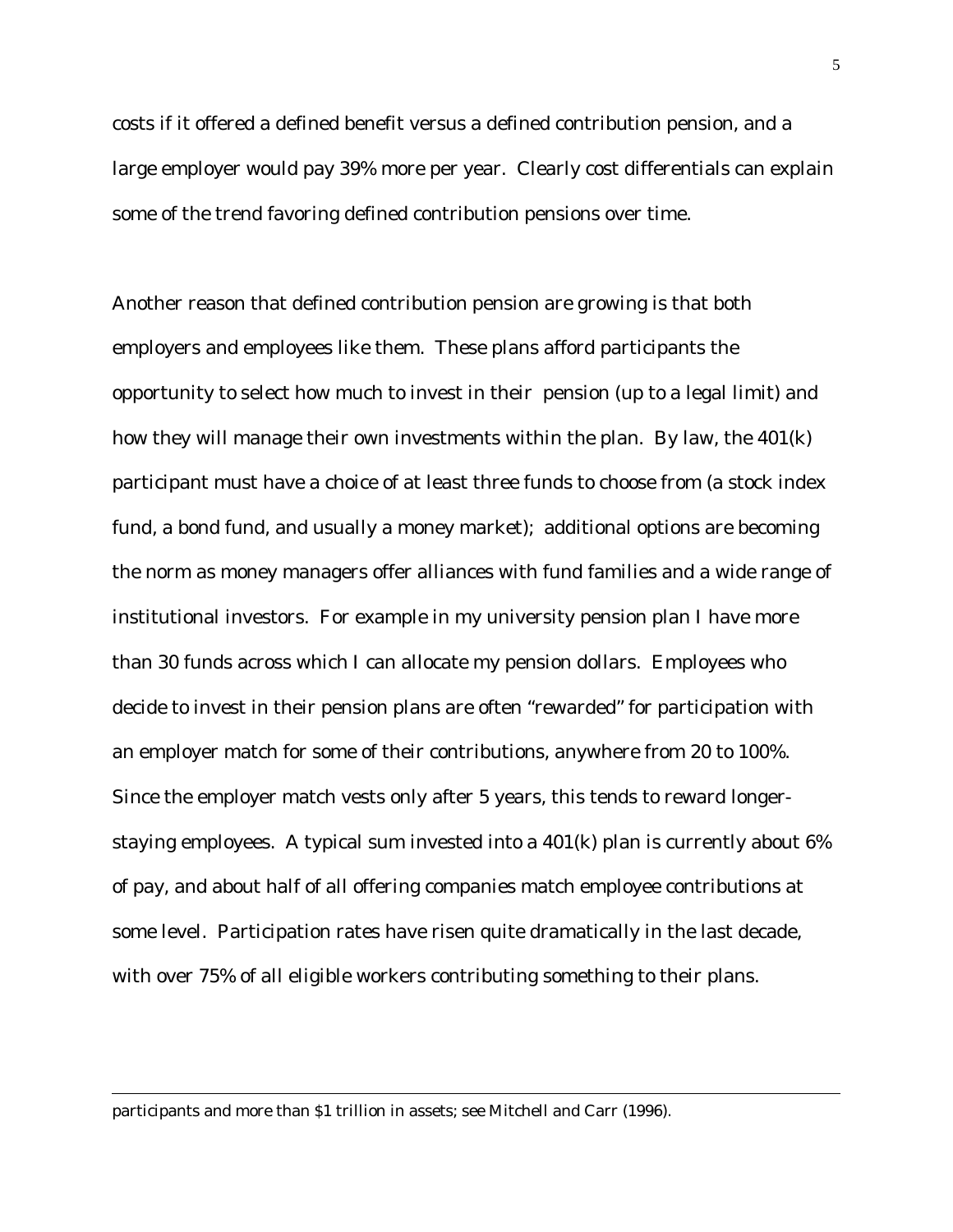costs if it offered a defined benefit versus a defined contribution pension, and a large employer would pay 39% more per year. Clearly cost differentials can explain some of the trend favoring defined contribution pensions over time.

Another reason that defined contribution pension are growing is that both employers and employees like them. These plans afford participants the opportunity to select how much to invest in their pension (up to a legal limit) and how they will manage their own investments within the plan. By law, the 401(k) participant must have a choice of at least three funds to choose from (a stock index fund, a bond fund, and usually a money market); additional options are becoming the norm as money managers offer alliances with fund families and a wide range of institutional investors. For example in my university pension plan I have more than 30 funds across which I can allocate my pension dollars. Employees who decide to invest in their pension plans are often "rewarded" for participation with an employer match for some of their contributions, anywhere from 20 to 100%. Since the employer match vests only after 5 years, this tends to reward longer-staying employees. A typical sum invested into a 401(k) plan is currently about 6% of pay, and about half of all offering companies match employee contributions at some level. Participation rates have risen quite dramatically in the last decade, with over 75% of all eligible workers contributing something to their plans.

---

participants and more than $1 trillion in assets; see Mitchell and Carr (1996).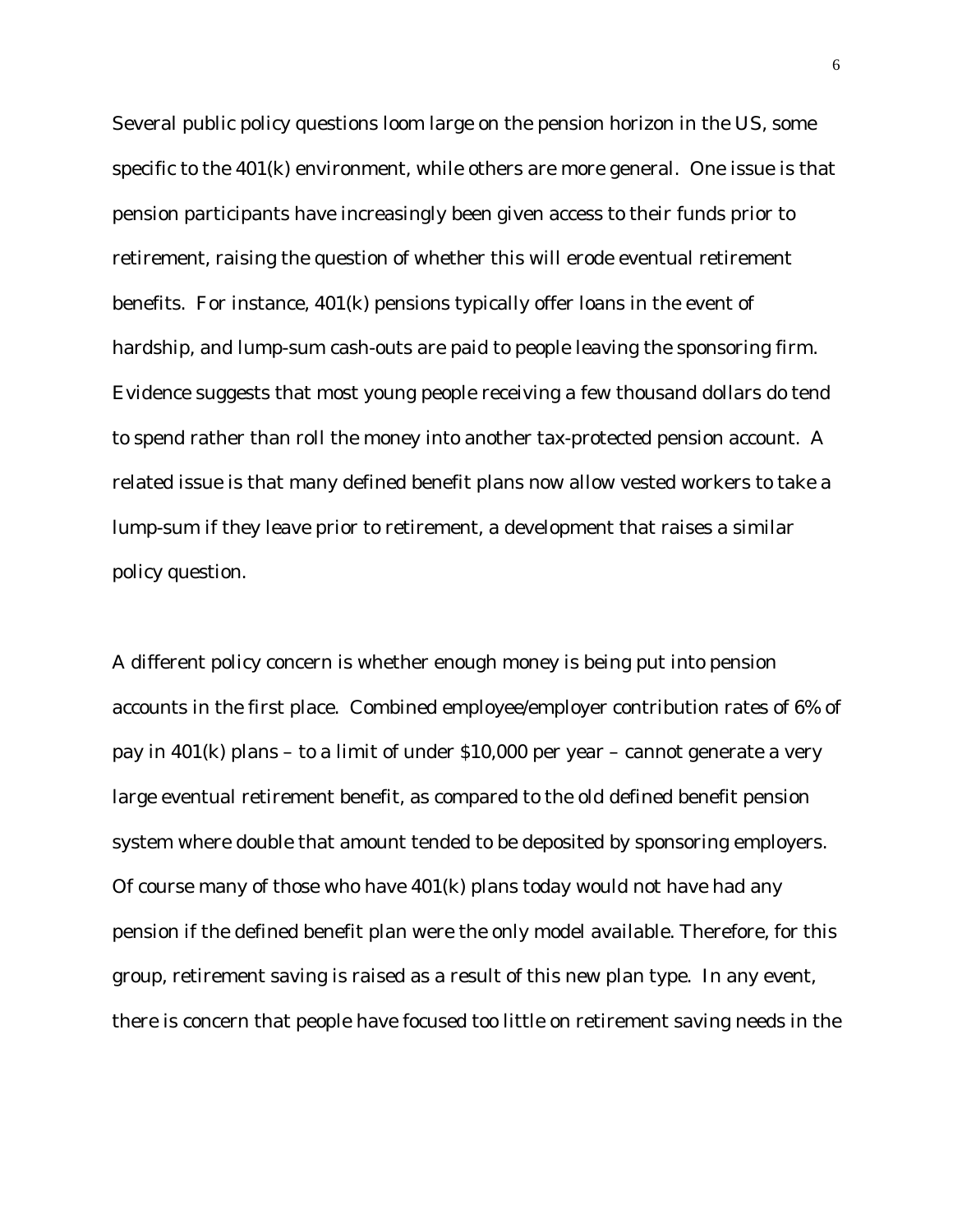Several public policy questions loom large on the pension horizon in the US, some specific to the 401(k) environment, while others are more general. One issue is that pension participants have increasingly been given access to their funds prior to retirement, raising the question of whether this will erode eventual retirement benefits. For instance, 401(k) pensions typically offer loans in the event of hardship, and lump-sum cash-outs are paid to people leaving the sponsoring firm. Evidence suggests that most young people receiving a few thousand dollars do tend to spend rather than roll the money into another tax-protected pension account. A related issue is that many defined benefit plans now allow vested workers to take a lump-sum if they leave prior to retirement, a development that raises a similar policy question.

A different policy concern is whether enough money is being put into pension accounts in the first place. Combined employee/employer contribution rates of 6% of pay in 401(k) plans – to a limit of under $10,000 per year – cannot generate a very large eventual retirement benefit, as compared to the old defined benefit pension system where double that amount tended to be deposited by sponsoring employers. Of course many of those who have 401(k) plans today would not have had any pension if the defined benefit plan were the only model available. Therefore, for this group, retirement saving is raised as a result of this new plan type. In any event, there is concern that people have focused too little on retirement saving needs in the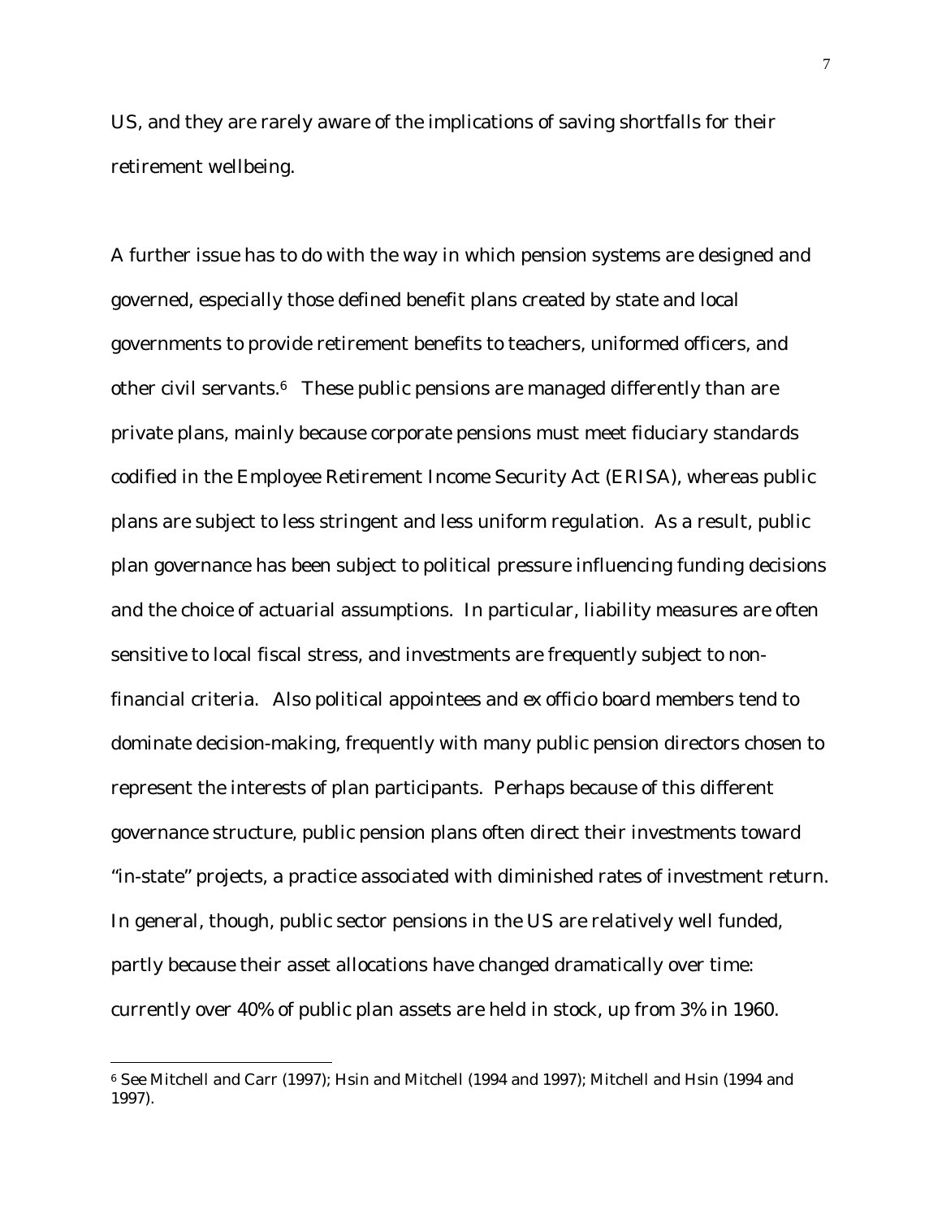US, and they are rarely aware of the implications of saving shortfalls for their retirement wellbeing.

A further issue has to do with the way in which pension systems are designed and governed, especially those defined benefit plans created by state and local governments to provide retirement benefits to teachers, uniformed officers, and other civil servants.[6] These public pensions are managed differently than are private plans, mainly because corporate pensions must meet fiduciary standards codified in the Employee Retirement Income Security Act (ERISA), whereas public plans are subject to less stringent and less uniform regulation. As a result, public plan governance has been subject to political pressure influencing funding decisions and the choice of actuarial assumptions. In particular, liability measures are often sensitive to local fiscal stress, and investments are frequently subject to non-financial criteria. Also political appointees and ex officio board members tend to dominate decision-making, frequently with many public pension directors chosen to represent the interests of plan participants. Perhaps because of this different governance structure, public pension plans often direct their investments toward "in-state" projects, a practice associated with diminished rates of investment return. In general, though, public sector pensions in the US are relatively well funded, partly because their asset allocations have changed dramatically over time: currently over 40% of public plan assets are held in stock, up from 3% in 1960.

[6] See Mitchell and Carr (1997); Hsin and Mitchell (1994 and 1997); Mitchell and Hsin (1994 and 1997).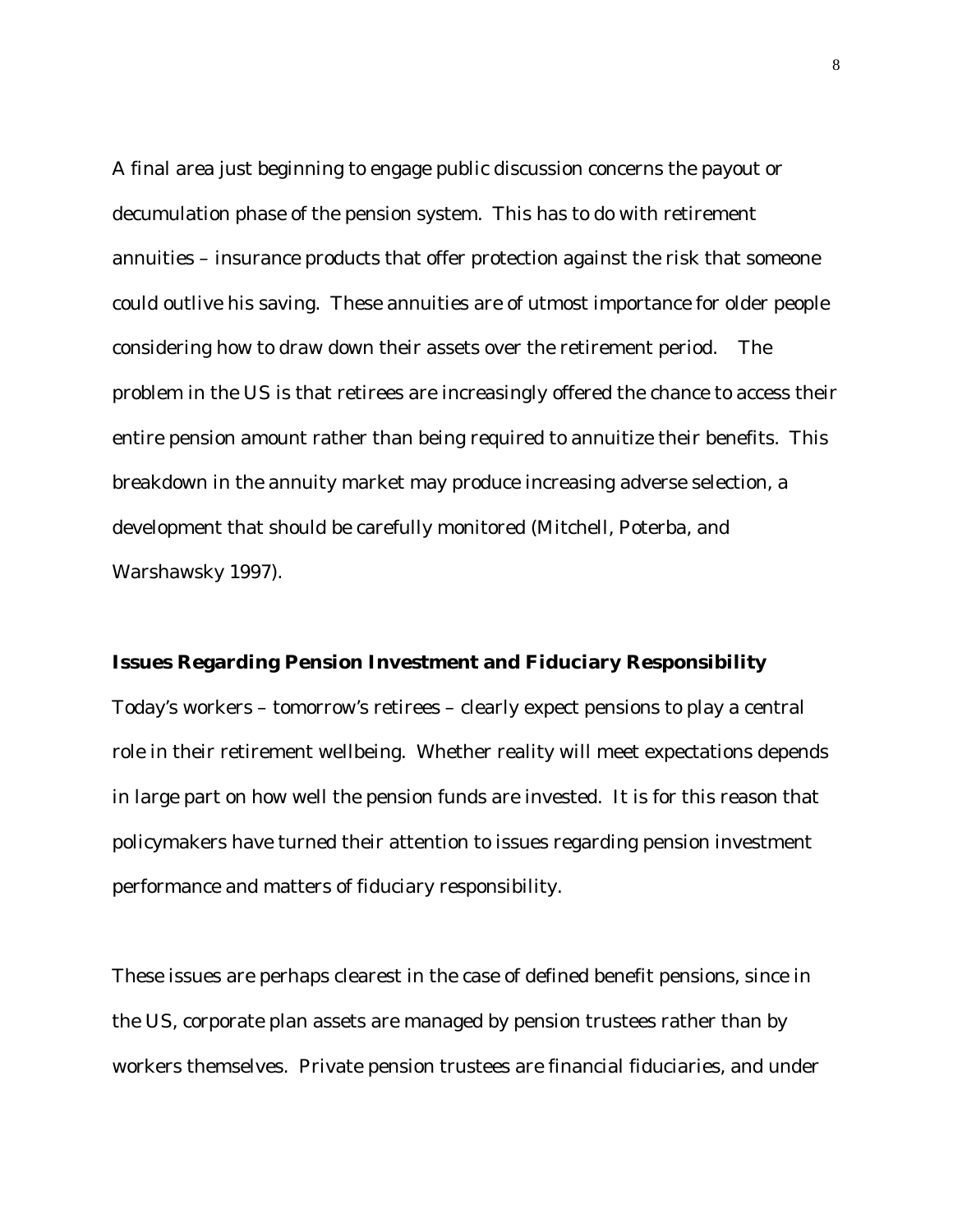A final area just beginning to engage public discussion concerns the payout or decumulation phase of the pension system. This has to do with retirement annuities – insurance products that offer protection against the risk that someone could outlive his saving. These annuities are of utmost importance for older people considering how to draw down their assets over the retirement period. The problem in the US is that retirees are increasingly offered the chance to access their entire pension amount rather than being required to annuitize their benefits. This breakdown in the annuity market may produce increasing adverse selection, a development that should be carefully monitored (Mitchell, Poterba, and Warshawsky 1997).

**Issues Regarding Pension Investment and Fiduciary Responsibility**

Today's workers – tomorrow's retirees – clearly expect pensions to play a central role in their retirement wellbeing. Whether reality will meet expectations depends in large part on how well the pension funds are invested. It is for this reason that policymakers have turned their attention to issues regarding pension investment performance and matters of fiduciary responsibility.

These issues are perhaps clearest in the case of defined benefit pensions, since in the US, corporate plan assets are managed by pension trustees rather than by workers themselves. Private pension trustees are financial fiduciaries, and under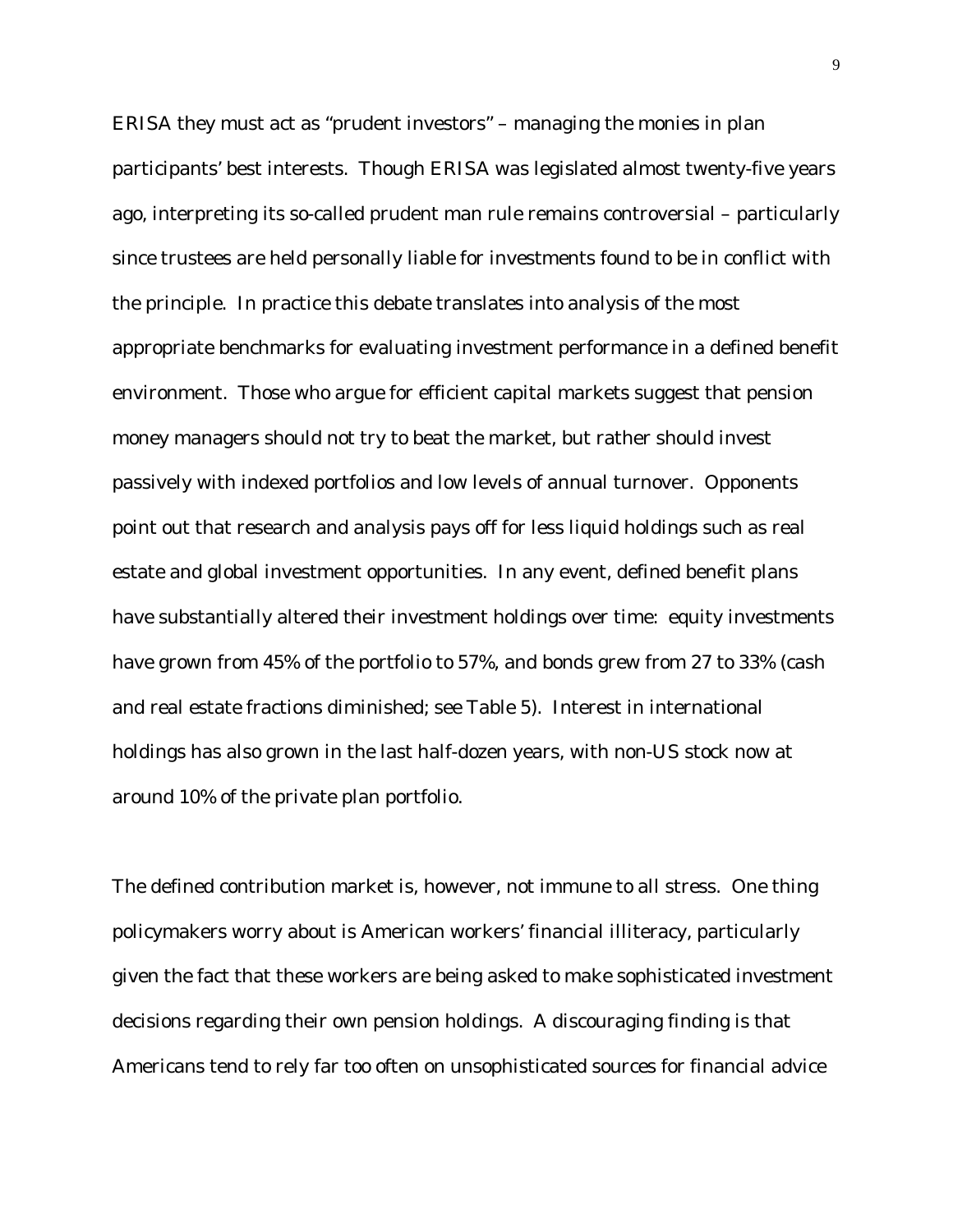ERISA they must act as "prudent investors" – managing the monies in plan participants' best interests. Though ERISA was legislated almost twenty-five years ago, interpreting its so-called prudent man rule remains controversial – particularly since trustees are held personally liable for investments found to be in conflict with the principle. In practice this debate translates into analysis of the most appropriate benchmarks for evaluating investment performance in a defined benefit environment. Those who argue for efficient capital markets suggest that pension money managers should not try to beat the market, but rather should invest passively with indexed portfolios and low levels of annual turnover. Opponents point out that research and analysis pays off for less liquid holdings such as real estate and global investment opportunities. In any event, defined benefit plans have substantially altered their investment holdings over time: equity investments have grown from 45% of the portfolio to 57%, and bonds grew from 27 to 33% (cash and real estate fractions diminished; see Table 5). Interest in international holdings has also grown in the last half-dozen years, with non-US stock now at around 10% of the private plan portfolio.

The defined contribution market is, however, not immune to all stress. One thing policymakers worry about is American workers' financial illiteracy, particularly given the fact that these workers are being asked to make sophisticated investment decisions regarding their own pension holdings. A discouraging finding is that Americans tend to rely far too often on unsophisticated sources for financial advice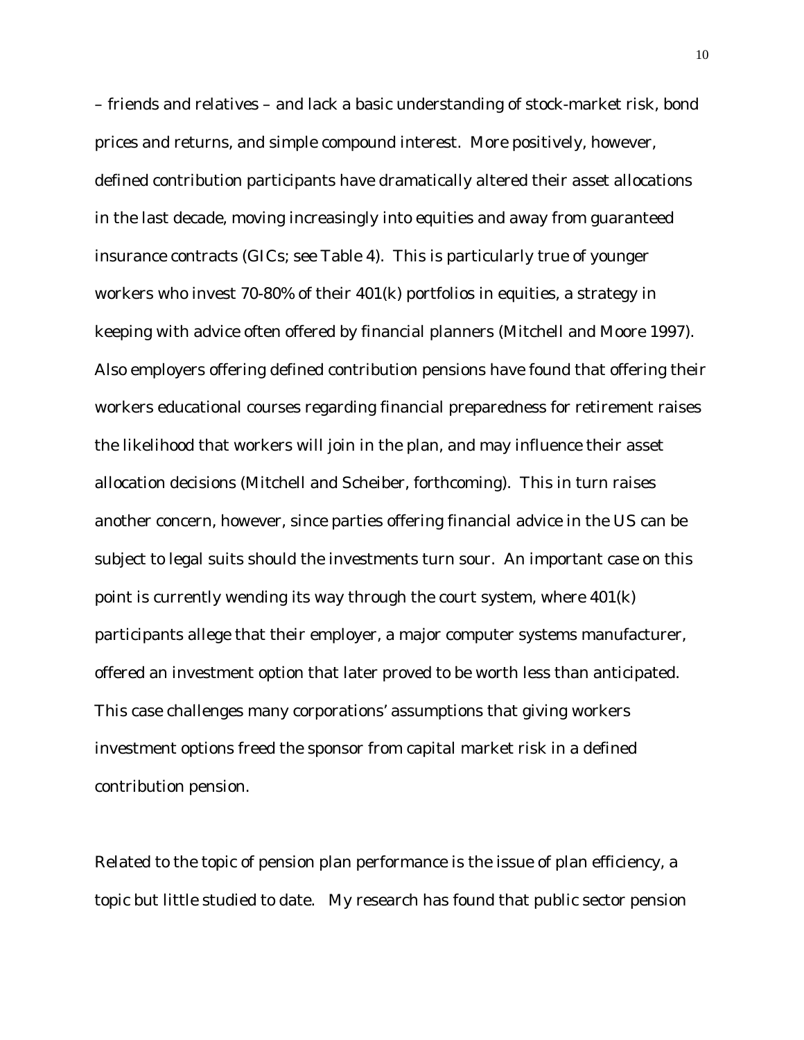– friends and relatives – and lack a basic understanding of stock-market risk, bond prices and returns, and simple compound interest. More positively, however, defined contribution participants have dramatically altered their asset allocations in the last decade, moving increasingly into equities and away from guaranteed insurance contracts (GICs; see Table 4). This is particularly true of younger workers who invest 70-80% of their 401(k) portfolios in equities, a strategy in keeping with advice often offered by financial planners (Mitchell and Moore 1997). Also employers offering defined contribution pensions have found that offering their workers educational courses regarding financial preparedness for retirement raises the likelihood that workers will join in the plan, and may influence their asset allocation decisions (Mitchell and Scheiber, forthcoming). This in turn raises another concern, however, since parties offering financial advice in the US can be subject to legal suits should the investments turn sour. An important case on this point is currently wending its way through the court system, where 401(k) participants allege that their employer, a major computer systems manufacturer, offered an investment option that later proved to be worth less than anticipated. This case challenges many corporations' assumptions that giving workers investment options freed the sponsor from capital market risk in a defined contribution pension.

Related to the topic of pension plan performance is the issue of plan efficiency, a topic but little studied to date. My research has found that public sector pension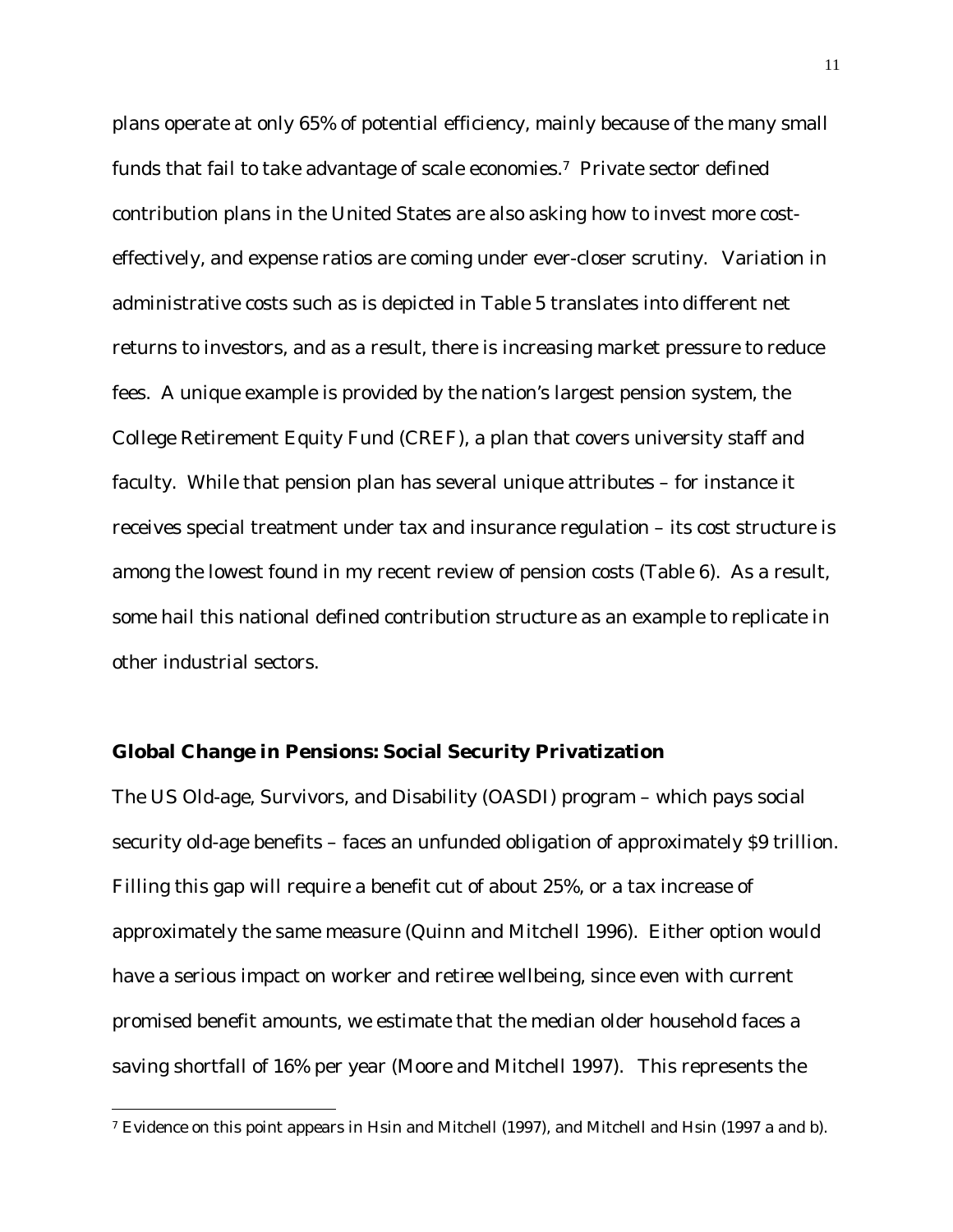plans operate at only 65% of potential efficiency, mainly because of the many small funds that fail to take advantage of scale economies.[7] Private sector defined contribution plans in the United States are also asking how to invest more cost-effectively, and expense ratios are coming under ever-closer scrutiny. Variation in administrative costs such as is depicted in Table 5 translates into different net returns to investors, and as a result, there is increasing market pressure to reduce fees. A unique example is provided by the nation's largest pension system, the College Retirement Equity Fund (CREF), a plan that covers university staff and faculty. While that pension plan has several unique attributes – for instance it receives special treatment under tax and insurance regulation – its cost structure is among the lowest found in my recent review of pension costs (Table 6). As a result, some hail this national defined contribution structure as an example to replicate in other industrial sectors.

## Global Change in Pensions: Social Security Privatization

The US Old-age, Survivors, and Disability (OASDI) program – which pays social security old-age benefits – faces an unfunded obligation of approximately $9 trillion. Filling this gap will require a benefit cut of about 25%, or a tax increase of approximately the same measure (Quinn and Mitchell 1996). Either option would have a serious impact on worker and retiree wellbeing, since even with current promised benefit amounts, we estimate that the median older household faces a saving shortfall of 16% per year (Moore and Mitchell 1997). This represents the

[7] Evidence on this point appears in Hsin and Mitchell (1997), and Mitchell and Hsin (1997 a and b).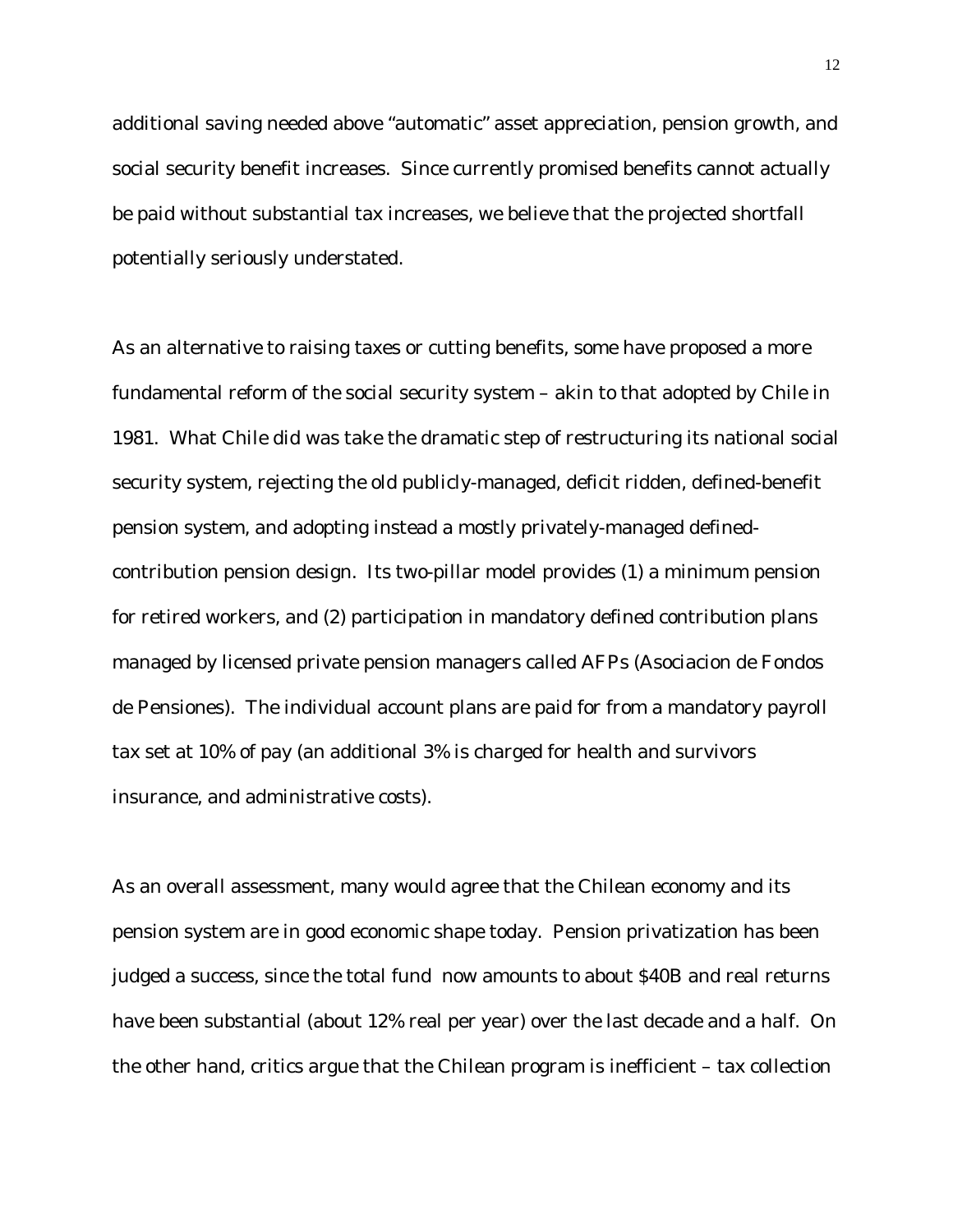additional saving needed above "automatic" asset appreciation, pension growth, and social security benefit increases. Since currently promised benefits cannot actually be paid without substantial tax increases, we believe that the projected shortfall potentially seriously understated.

As an alternative to raising taxes or cutting benefits, some have proposed a more fundamental reform of the social security system – akin to that adopted by Chile in 1981. What Chile did was take the dramatic step of restructuring its national social security system, rejecting the old publicly-managed, deficit ridden, defined-benefit pension system, and adopting instead a mostly privately-managed defined-contribution pension design. Its two-pillar model provides (1) a minimum pension for retired workers, and (2) participation in mandatory defined contribution plans managed by licensed private pension managers called AFPs (Asociacion de Fondos de Pensiones). The individual account plans are paid for from a mandatory payroll tax set at 10% of pay (an additional 3% is charged for health and survivors insurance, and administrative costs).

As an overall assessment, many would agree that the Chilean economy and its pension system are in good economic shape today. Pension privatization has been judged a success, since the total fund now amounts to about $40B and real returns have been substantial (about 12% real per year) over the last decade and a half. On the other hand, critics argue that the Chilean program is inefficient – tax collection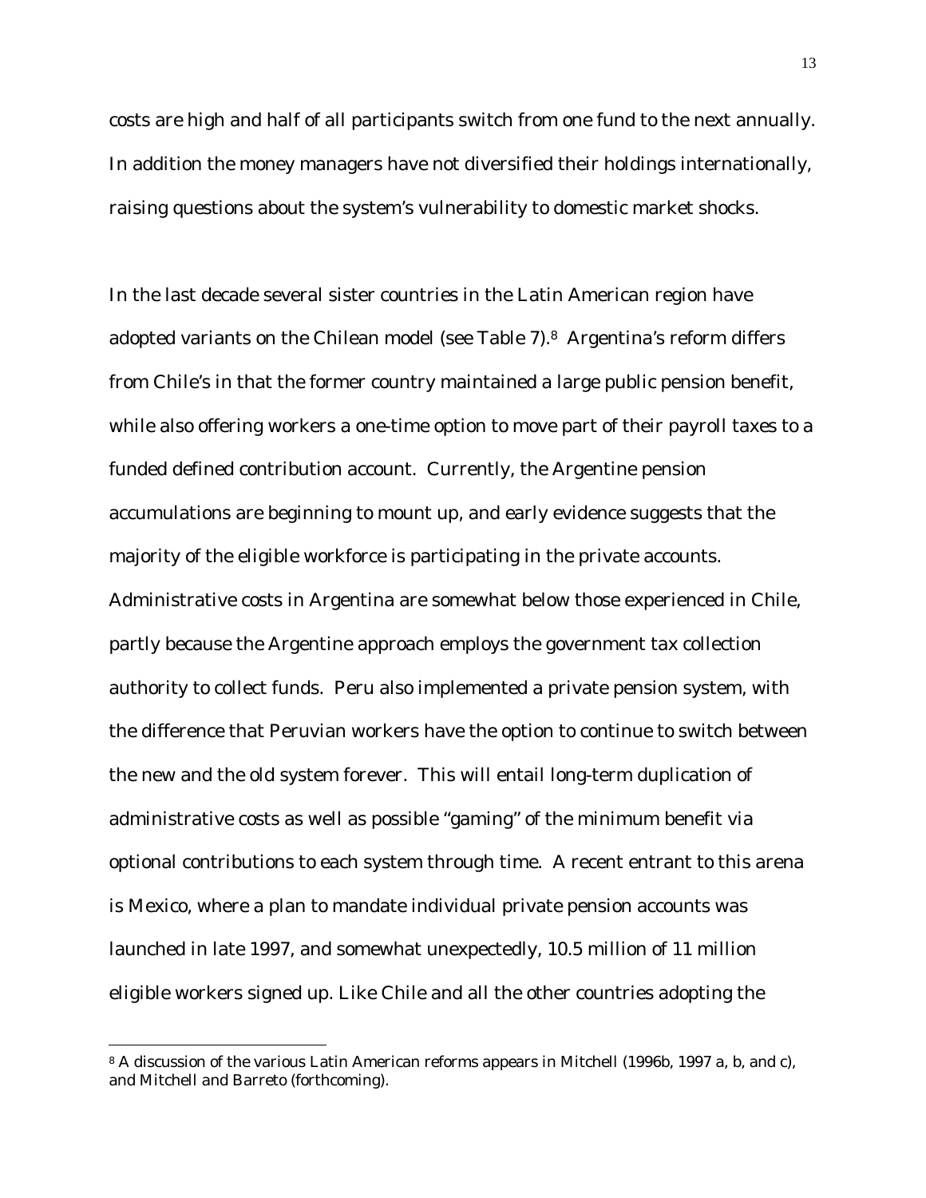costs are high and half of all participants switch from one fund to the next annually. In addition the money managers have not diversified their holdings internationally, raising questions about the system's vulnerability to domestic market shocks.

In the last decade several sister countries in the Latin American region have adopted variants on the Chilean model (see Table 7).[8] Argentina's reform differs from Chile's in that the former country maintained a large public pension benefit, while also offering workers a one-time option to move part of their payroll taxes to a funded defined contribution account. Currently, the Argentine pension accumulations are beginning to mount up, and early evidence suggests that the majority of the eligible workforce is participating in the private accounts. Administrative costs in Argentina are somewhat below those experienced in Chile, partly because the Argentine approach employs the government tax collection authority to collect funds. Peru also implemented a private pension system, with the difference that Peruvian workers have the option to continue to switch between the new and the old system forever. This will entail long-term duplication of administrative costs as well as possible "gaming" of the minimum benefit via optional contributions to each system through time. A recent entrant to this arena is Mexico, where a plan to mandate individual private pension accounts was launched in late 1997, and somewhat unexpectedly, 10.5 million of 11 million eligible workers signed up. Like Chile and all the other countries adopting the

[8] A discussion of the various Latin American reforms appears in Mitchell (1996b, 1997 a, b, and c), and Mitchell and Barreto (forthcoming).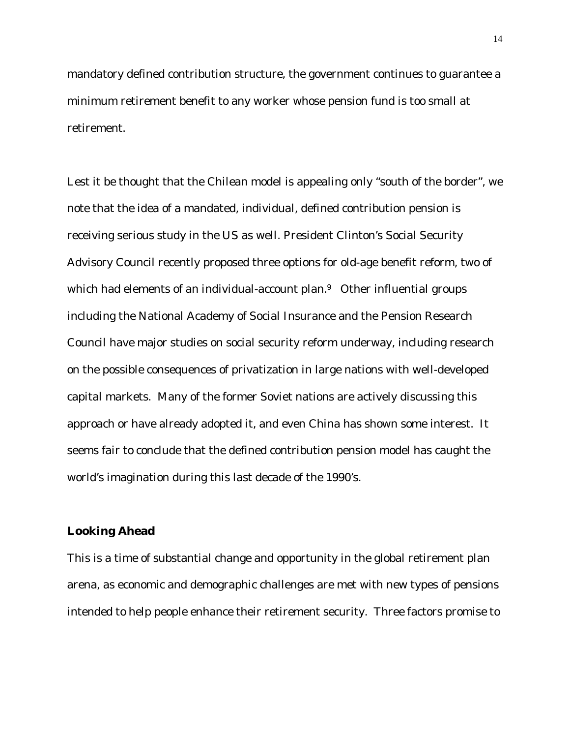mandatory defined contribution structure, the government continues to guarantee a minimum retirement benefit to any worker whose pension fund is too small at retirement.

Lest it be thought that the Chilean model is appealing only "south of the border", we note that the idea of a mandated, individual, defined contribution pension is receiving serious study in the US as well. President Clinton's Social Security Advisory Council recently proposed three options for old-age benefit reform, two of which had elements of an individual-account plan.[9] Other influential groups including the National Academy of Social Insurance and the Pension Research Council have major studies on social security reform underway, including research on the possible consequences of privatization in large nations with well-developed capital markets. Many of the former Soviet nations are actively discussing this approach or have already adopted it, and even China has shown some interest. It seems fair to conclude that the defined contribution pension model has caught the world's imagination during this last decade of the 1990's.

**Looking Ahead**

This is a time of substantial change and opportunity in the global retirement plan arena, as economic and demographic challenges are met with new types of pensions intended to help people enhance their retirement security. Three factors promise to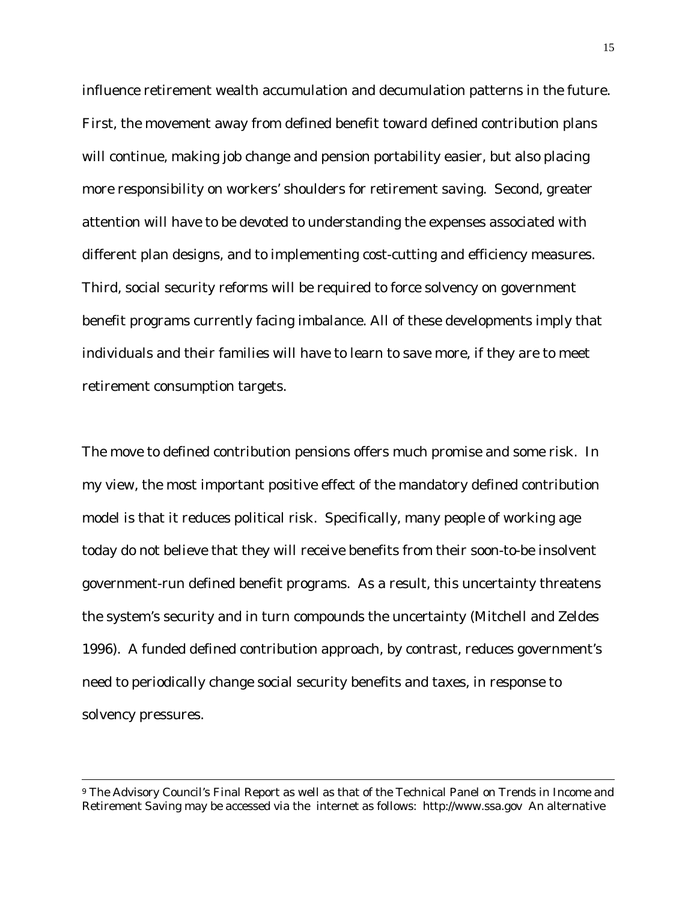influence retirement wealth accumulation and decumulation patterns in the future. First, the movement away from defined benefit toward defined contribution plans will continue, making job change and pension portability easier, but also placing more responsibility on workers' shoulders for retirement saving. Second, greater attention will have to be devoted to understanding the expenses associated with different plan designs, and to implementing cost-cutting and efficiency measures. Third, social security reforms will be required to force solvency on government benefit programs currently facing imbalance. All of these developments imply that individuals and their families will have to learn to save more, if they are to meet retirement consumption targets.

The move to defined contribution pensions offers much promise and some risk. In my view, the most important positive effect of the mandatory defined contribution model is that it reduces political risk. Specifically, many people of working age today do not believe that they will receive benefits from their soon-to-be insolvent government-run defined benefit programs. As a result, this uncertainty threatens the system's security and in turn compounds the uncertainty (Mitchell and Zeldes 1996). A funded defined contribution approach, by contrast, reduces government's need to periodically change social security benefits and taxes, in response to solvency pressures.

---

[9] The Advisory Council's Final Report as well as that of the Technical Panel on Trends in Income and Retirement Saving may be accessed via the internet as follows: http://www.ssa.gov An alternative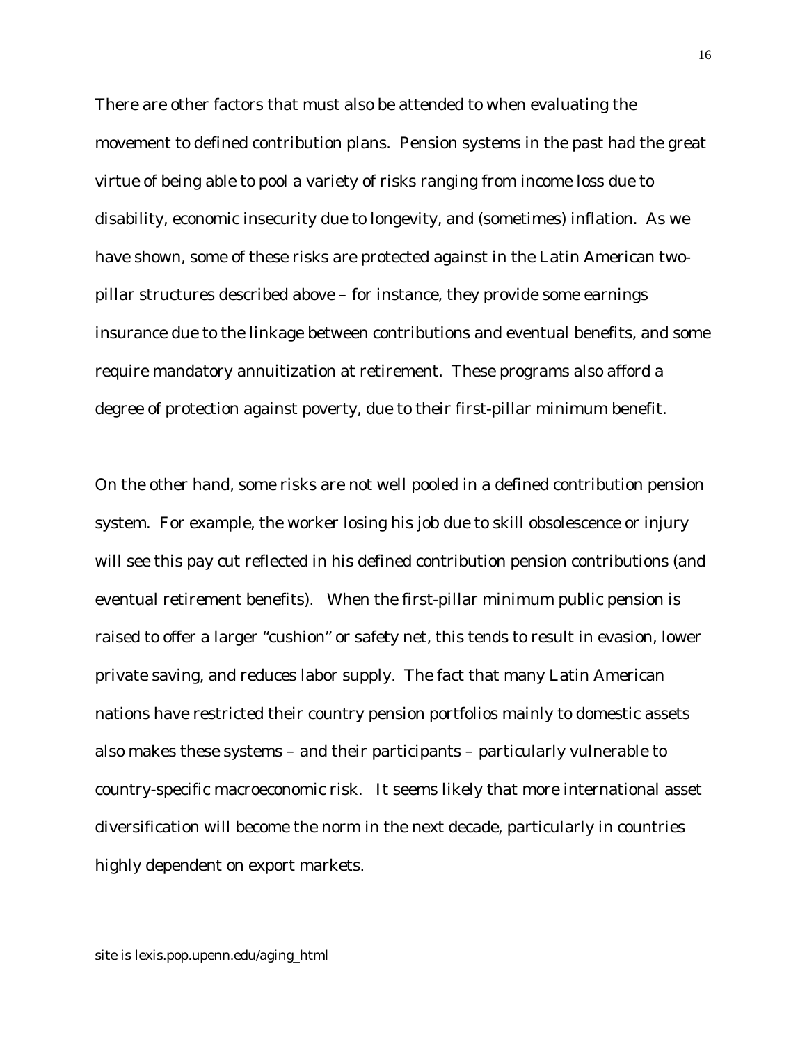There are other factors that must also be attended to when evaluating the movement to defined contribution plans. Pension systems in the past had the great virtue of being able to pool a variety of risks ranging from income loss due to disability, economic insecurity due to longevity, and (sometimes) inflation. As we have shown, some of these risks are protected against in the Latin American two-pillar structures described above – for instance, they provide some earnings insurance due to the linkage between contributions and eventual benefits, and some require mandatory annuitization at retirement. These programs also afford a degree of protection against poverty, due to their first-pillar minimum benefit.

On the other hand, some risks are not well pooled in a defined contribution pension system. For example, the worker losing his job due to skill obsolescence or injury will see this pay cut reflected in his defined contribution pension contributions (and eventual retirement benefits). When the first-pillar minimum public pension is raised to offer a larger "cushion" or safety net, this tends to result in evasion, lower private saving, and reduces labor supply. The fact that many Latin American nations have restricted their country pension portfolios mainly to domestic assets also makes these systems – and their participants – particularly vulnerable to country-specific macroeconomic risk. It seems likely that more international asset diversification will become the norm in the next decade, particularly in countries highly dependent on export markets.

---

site is lexis.pop.upenn.edu/aging_html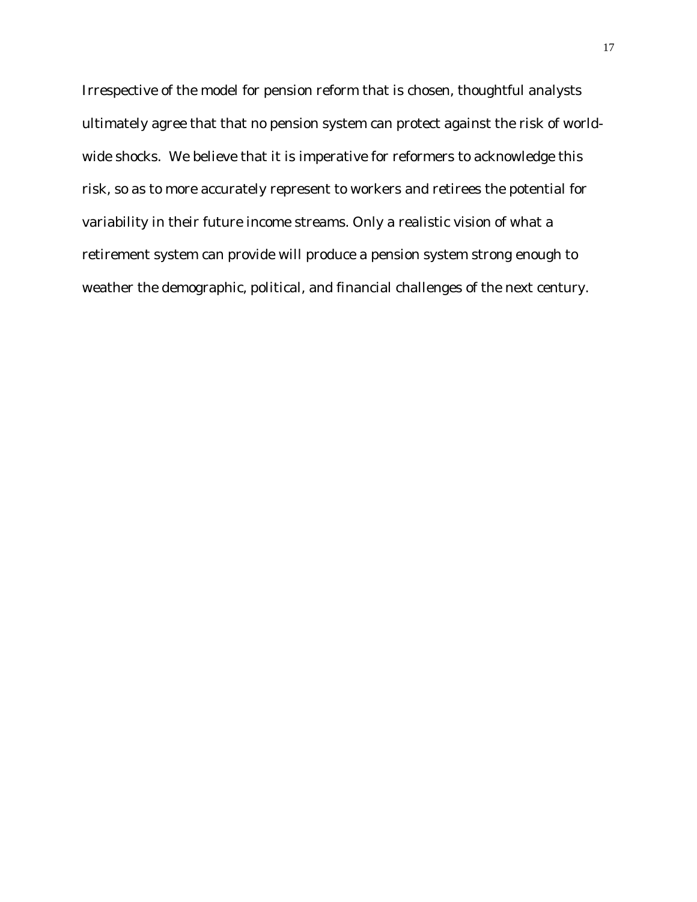Irrespective of the model for pension reform that is chosen, thoughtful analysts ultimately agree that that no pension system can protect against the risk of world-wide shocks. We believe that it is imperative for reformers to acknowledge this risk, so as to more accurately represent to workers and retirees the potential for variability in their future income streams. Only a realistic vision of what a retirement system can provide will produce a pension system strong enough to weather the demographic, political, and financial challenges of the next century.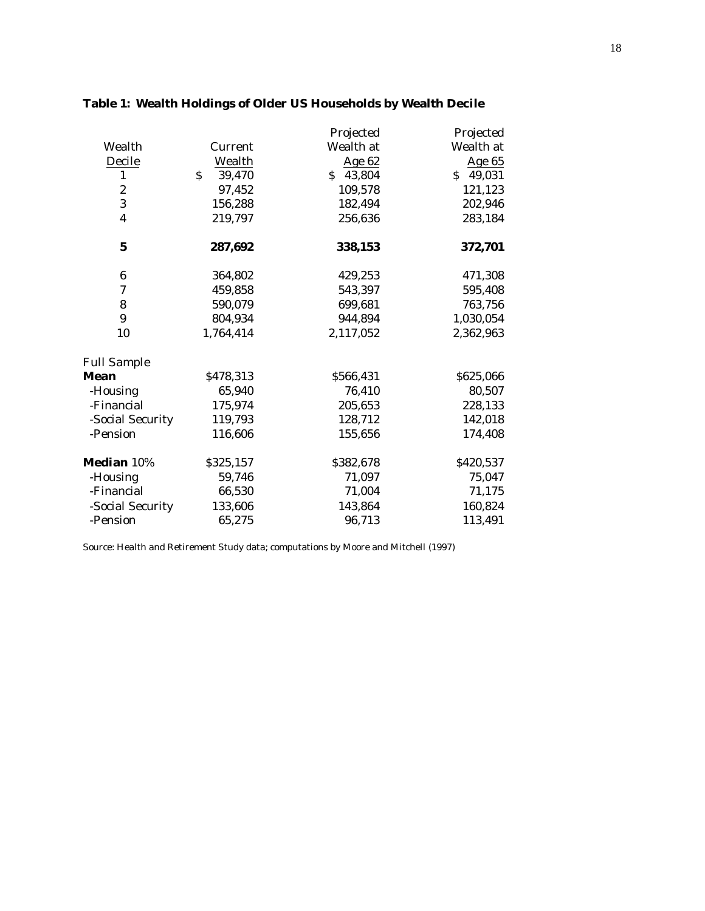**Table 1: Wealth Holdings of Older US Households by Wealth Decile**

| Wealth Decile | Current Wealth | Projected Wealth at Age 62 | Projected Wealth at Age 65 |
|---|---|---|---|
| 1 | $ 39,470 | $ 43,804 | $ 49,031 |
| 2 | 97,452 | 109,578 | 121,123 |
| 3 | 156,288 | 182,494 | 202,946 |
| 4 | 219,797 | 256,636 | 283,184 |
| **5** | **287,692** | **338,153** | **372,701** |
| 6 | 364,802 | 429,253 | 471,308 |
| 7 | 459,858 | 543,397 | 595,408 |
| 8 | 590,079 | 699,681 | 763,756 |
| 9 | 804,934 | 944,894 | 1,030,054 |
| 10 | 1,764,414 | 2,117,052 | 2,362,963 |
| Full Sample | | | |
| **Mean** | $478,313 | $566,431 | $625,066 |
| -Housing | 65,940 | 76,410 | 80,507 |
| -Financial | 175,974 | 205,653 | 228,133 |
| -Social Security | 119,793 | 128,712 | 142,018 |
| -Pension | 116,606 | 155,656 | 174,408 |
| **Median** 10% | $325,157 | $382,678 | $420,537 |
| -Housing | 59,746 | 71,097 | 75,047 |
| -Financial | 66,530 | 71,004 | 71,175 |
| -Social Security | 133,606 | 143,864 | 160,824 |
| -Pension | 65,275 | 96,713 | 113,491 |

Source: Health and Retirement Study data; computations by Moore and Mitchell (1997)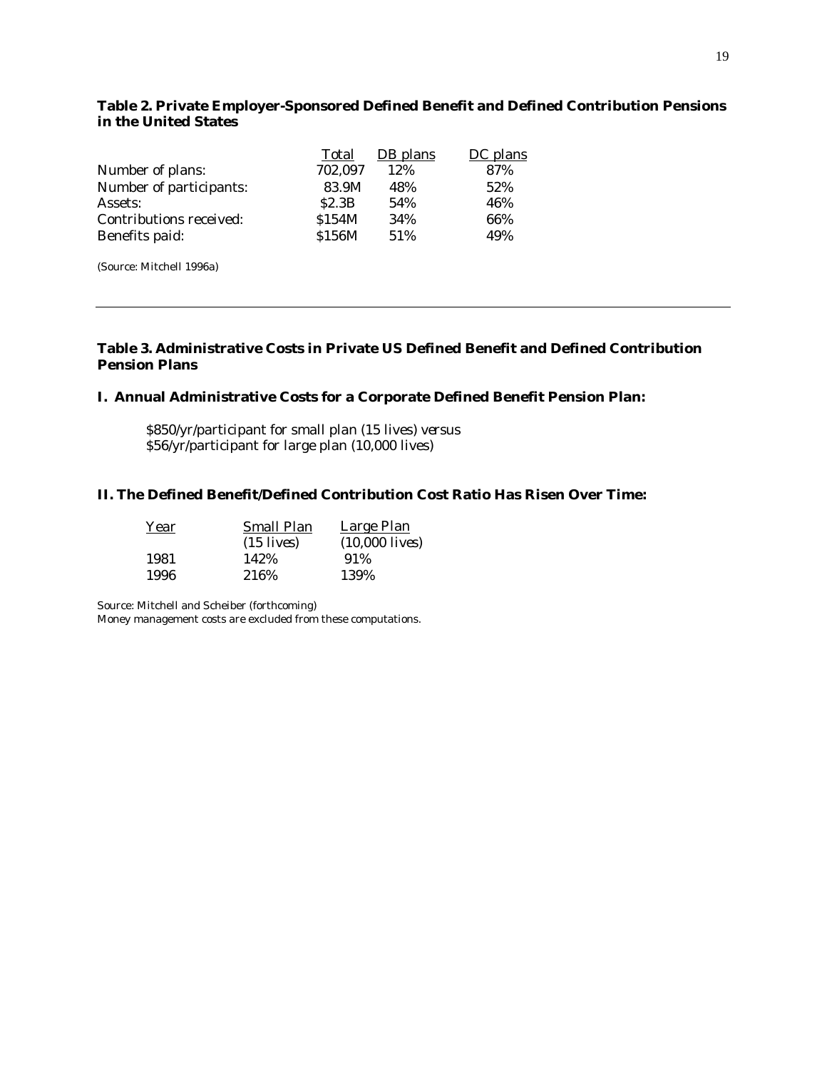**Table 2. Private Employer-Sponsored Defined Benefit and Defined Contribution Pensions in the United States**

| | Total | DB plans | DC plans |
|---|---|---|---|
| Number of plans: | 702,097 | 12% | 87% |
| Number of participants: | 83.9M | 48% | 52% |
| Assets: | \$2.3B | 54% | 46% |
| Contributions received: | \$154M | 34% | 66% |
| Benefits paid: | \$156M | 51% | 49% |

(Source: Mitchell 1996a)

---

**Table 3. Administrative Costs in Private US Defined Benefit and Defined Contribution Pension Plans**

**I. Annual Administrative Costs for a Corporate Defined Benefit Pension Plan:**

\$850/yr/participant for small plan (15 lives) versus
\$56/yr/participant for large plan (10,000 lives)

**II. The Defined Benefit/Defined Contribution Cost Ratio Has Risen Over Time:**

| Year | Small Plan (15 lives) | Large Plan (10,000 lives) |
|---|---|---|
| 1981 | 142% | 91% |
| 1996 | 216% | 139% |

Source: Mitchell and Scheiber (forthcoming)
Money management costs are excluded from these computations.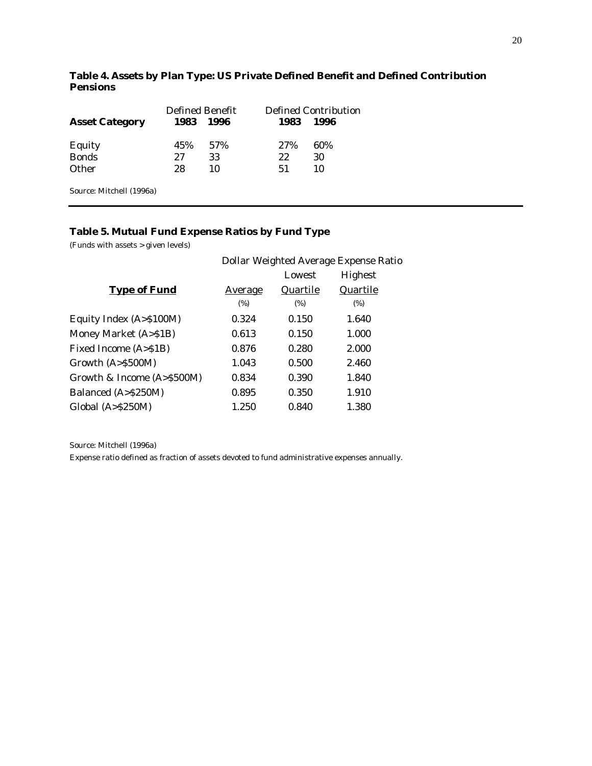**Table 4. Assets by Plan Type: US Private Defined Benefit and Defined Contribution Pensions**

| | Defined Benefit | | Defined Contribution | |
|---|---|---|---|---|
| **Asset Category** | **1983** | **1996** | **1983** | **1996** |
| Equity | 45% | 57% | 27% | 60% |
| Bonds | 27 | 33 | 22 | 30 |
| Other | 28 | 10 | 51 | 10 |

Source: Mitchell (1996a)

**Table 5. Mutual Fund Expense Ratios by Fund Type**

(Funds with assets > given levels)

| | Dollar Weighted Average Expense Ratio | | |
|---|---|---|---|
| **Type of Fund** | Average (%) | Lowest Quartile (%) | Highest Quartile (%) |
| Equity Index (A>$100M) | 0.324 | 0.150 | 1.640 |
| Money Market (A>$1B) | 0.613 | 0.150 | 1.000 |
| Fixed Income (A>$1B) | 0.876 | 0.280 | 2.000 |
| Growth (A>$500M) | 1.043 | 0.500 | 2.460 |
| Growth & Income (A>$500M) | 0.834 | 0.390 | 1.840 |
| Balanced (A>$250M) | 0.895 | 0.350 | 1.910 |
| Global (A>$250M) | 1.250 | 0.840 | 1.380 |

Source: Mitchell (1996a)

Expense ratio defined as fraction of assets devoted to fund administrative expenses annually.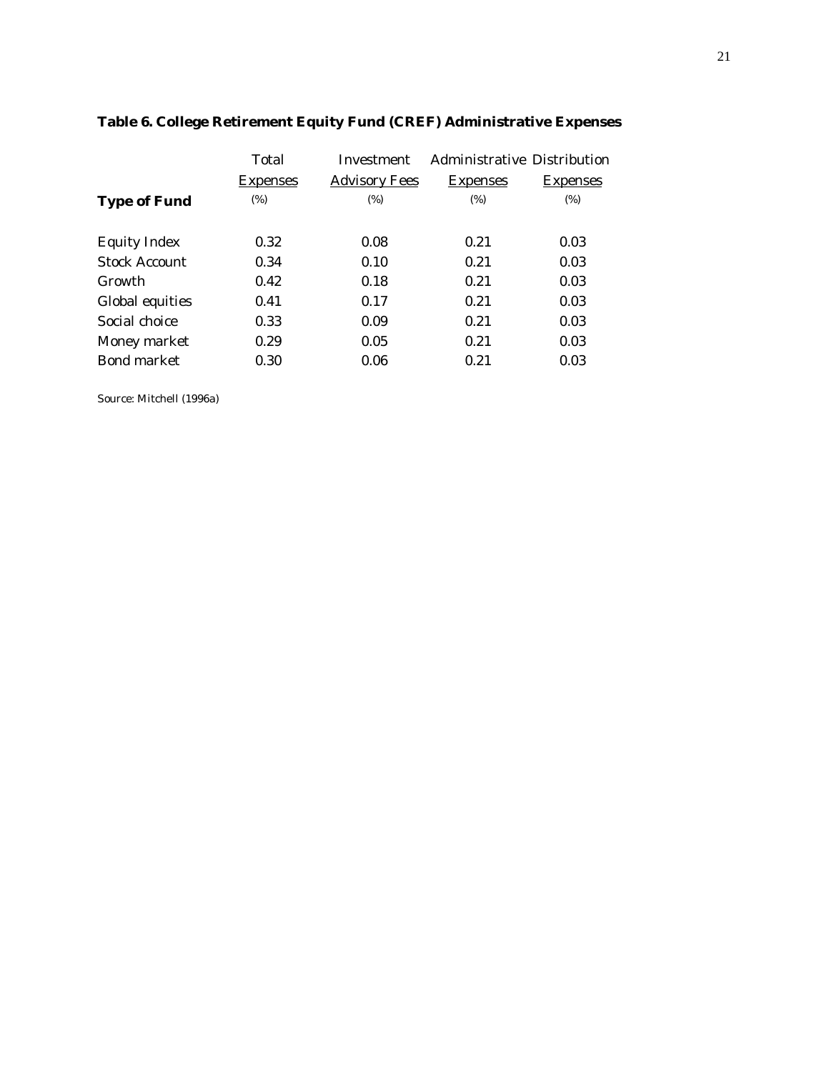**Table 6. College Retirement Equity Fund (CREF) Administrative Expenses**

| Type of Fund | Total Expenses (%) | Investment Advisory Fees (%) | Administrative Expenses (%) | Distribution Expenses (%) |
|---|---|---|---|---|
| Equity Index | 0.32 | 0.08 | 0.21 | 0.03 |
| Stock Account | 0.34 | 0.10 | 0.21 | 0.03 |
| Growth | 0.42 | 0.18 | 0.21 | 0.03 |
| Global equities | 0.41 | 0.17 | 0.21 | 0.03 |
| Social choice | 0.33 | 0.09 | 0.21 | 0.03 |
| Money market | 0.29 | 0.05 | 0.21 | 0.03 |
| Bond market | 0.30 | 0.06 | 0.21 | 0.03 |

Source: Mitchell (1996a)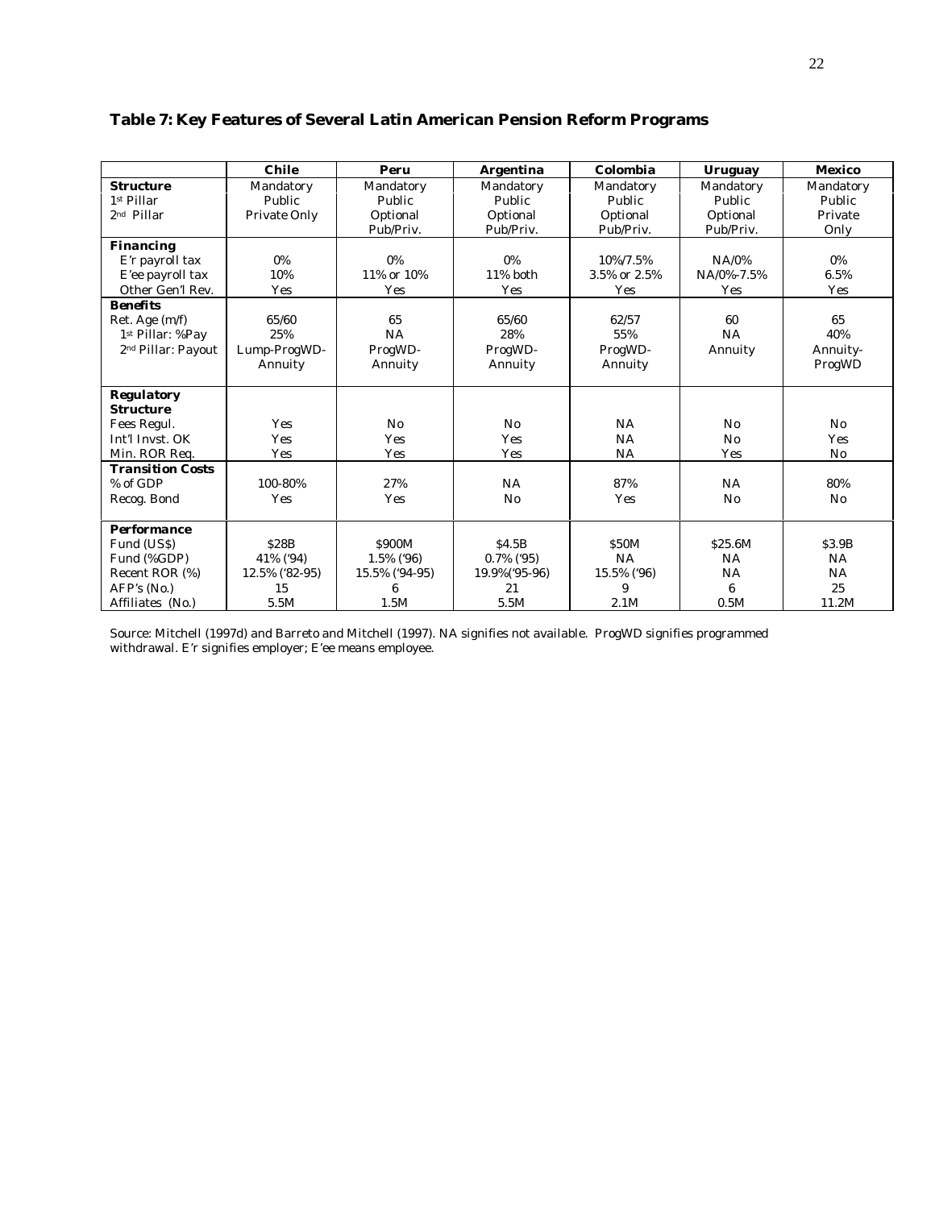**Table 7: Key Features of Several Latin American Pension Reform Programs**

| | Chile | Peru | Argentina | Colombia | Uruguay | Mexico |
|---|---|---|---|---|---|---|
| **Structure** | Mandatory | Mandatory | Mandatory | Mandatory | Mandatory | Mandatory |
| 1st Pillar | Public | Public | Public | Public | Public | Public |
| 2nd Pillar | Private Only | Optional Pub/Priv. | Optional Pub/Priv. | Optional Pub/Priv. | Optional Pub/Priv. | Private Only |
| **Financing** | | | | | | |
| E'r payroll tax | 0% | 0% | 0% | 10%/7.5% | NA/0% | 0% |
| E'ee payroll tax | 10% | 11% or 10% | 11% both | 3.5% or 2.5% | NA/0%-7.5% | 6.5% |
| Other Gen'l Rev. | Yes | Yes | Yes | Yes | Yes | Yes |
| **Benefits** | | | | | | |
| Ret. Age (m/f) | 65/60 | 65 | 65/60 | 62/57 | 60 | 65 |
| 1st Pillar: %Pay | 25% | NA | 28% | 55% | NA | 40% |
| 2nd Pillar: Payout | Lump-ProgWD-Annuity | ProgWD-Annuity | ProgWD-Annuity | ProgWD-Annuity | Annuity | Annuity-ProgWD |
| **Regulatory Structure** | | | | | | |
| Fees Regul. | Yes | No | No | NA | No | No |
| Int'l Invst. OK | Yes | Yes | Yes | NA | No | Yes |
| Min. ROR Req. | Yes | Yes | Yes | NA | Yes | No |
| **Transition Costs** | | | | | | |
| % of GDP | 100-80% | 27% | NA | 87% | NA | 80% |
| Recog. Bond | Yes | Yes | No | Yes | No | No |
| **Performance** | | | | | | |
| Fund (US$) | $28B | $900M | $4.5B | $50M | $25.6M | $3.9B |
| Fund (%GDP) | 41% ('94) | 1.5% ('96) | 0.7% ('95) | NA | NA | NA |
| Recent ROR (%) | 12.5% ('82-95) | 15.5% ('94-95) | 19.9%('95-96) | 15.5% ('96) | NA | NA |
| AFP's (No.) | 15 | 6 | 21 | 9 | 6 | 25 |
| Affiliates (No.) | 5.5M | 1.5M | 5.5M | 2.1M | 0.5M | 11.2M |

Source: Mitchell (1997d) and Barreto and Mitchell (1997). NA signifies not available. ProgWD signifies programmed withdrawal. E'r signifies employer; E'ee means employee.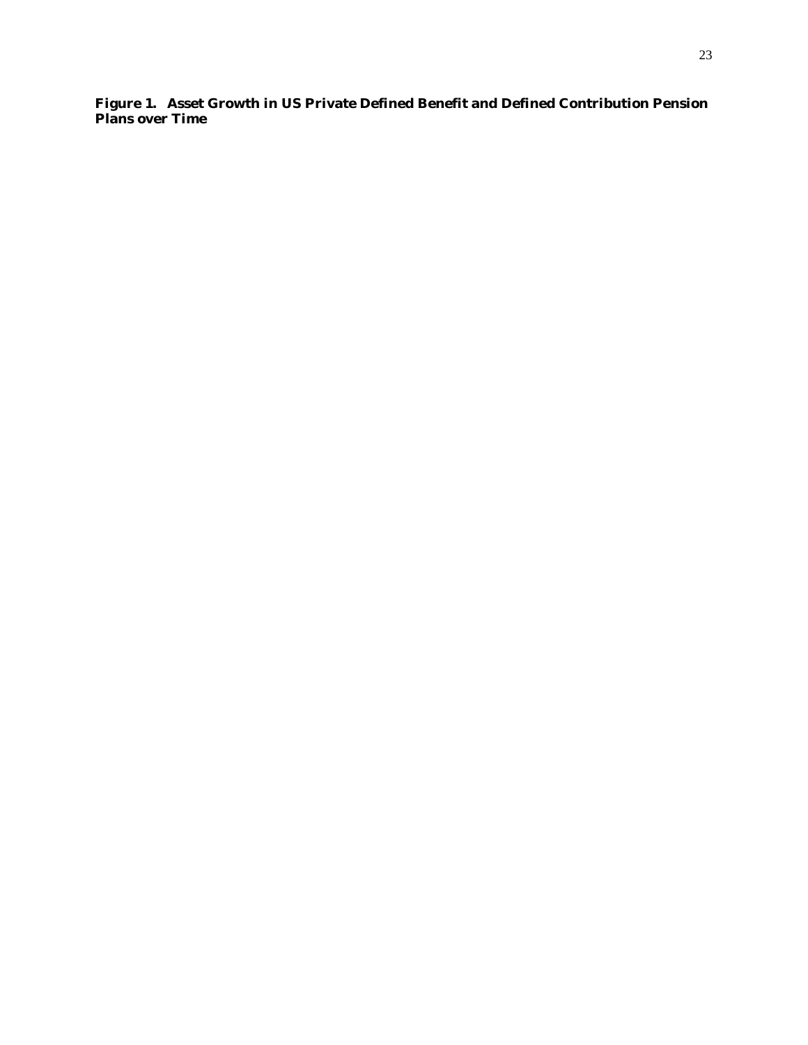**Figure 1. Asset Growth in US Private Defined Benefit and Defined Contribution Pension Plans over Time**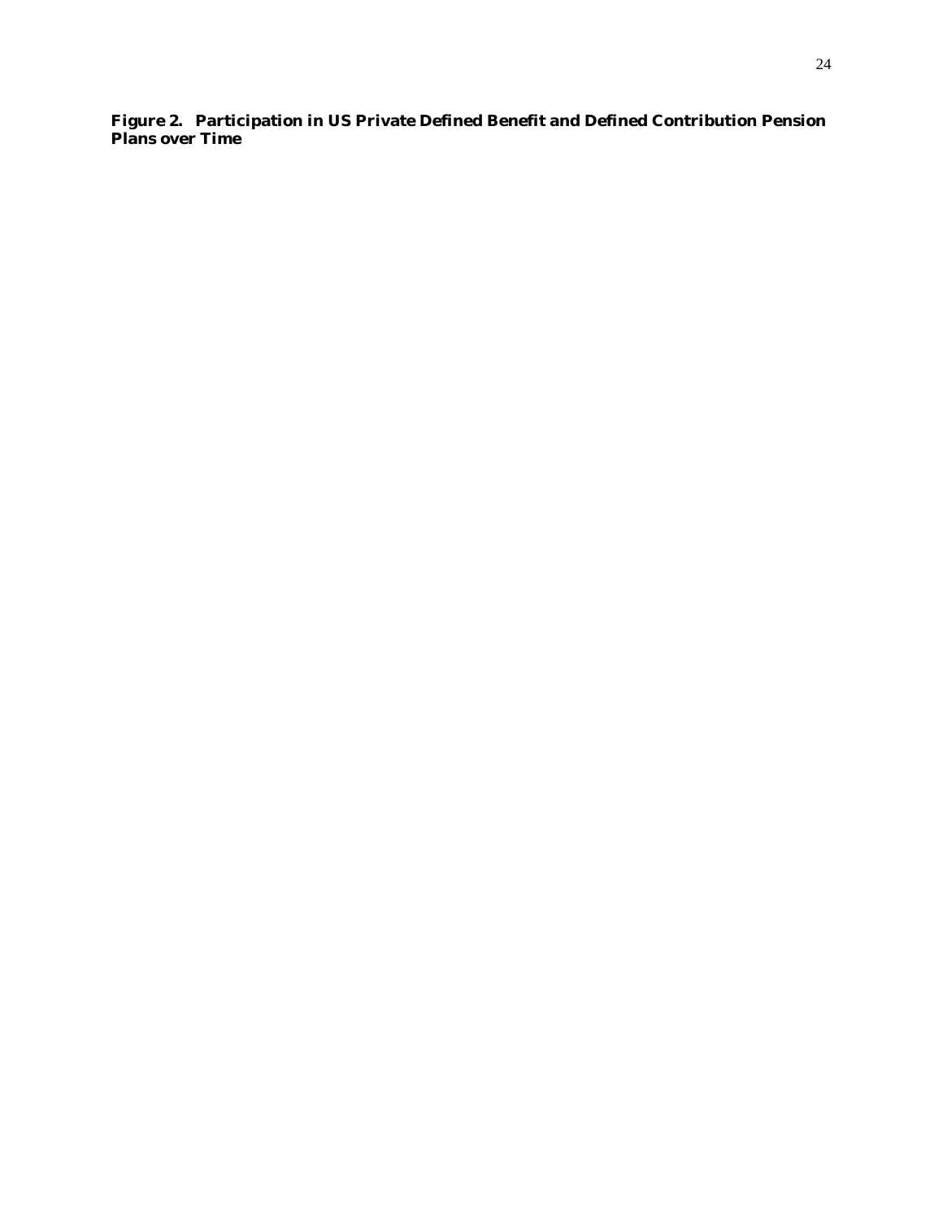**Figure 2. Participation in US Private Defined Benefit and Defined Contribution Pension Plans over Time**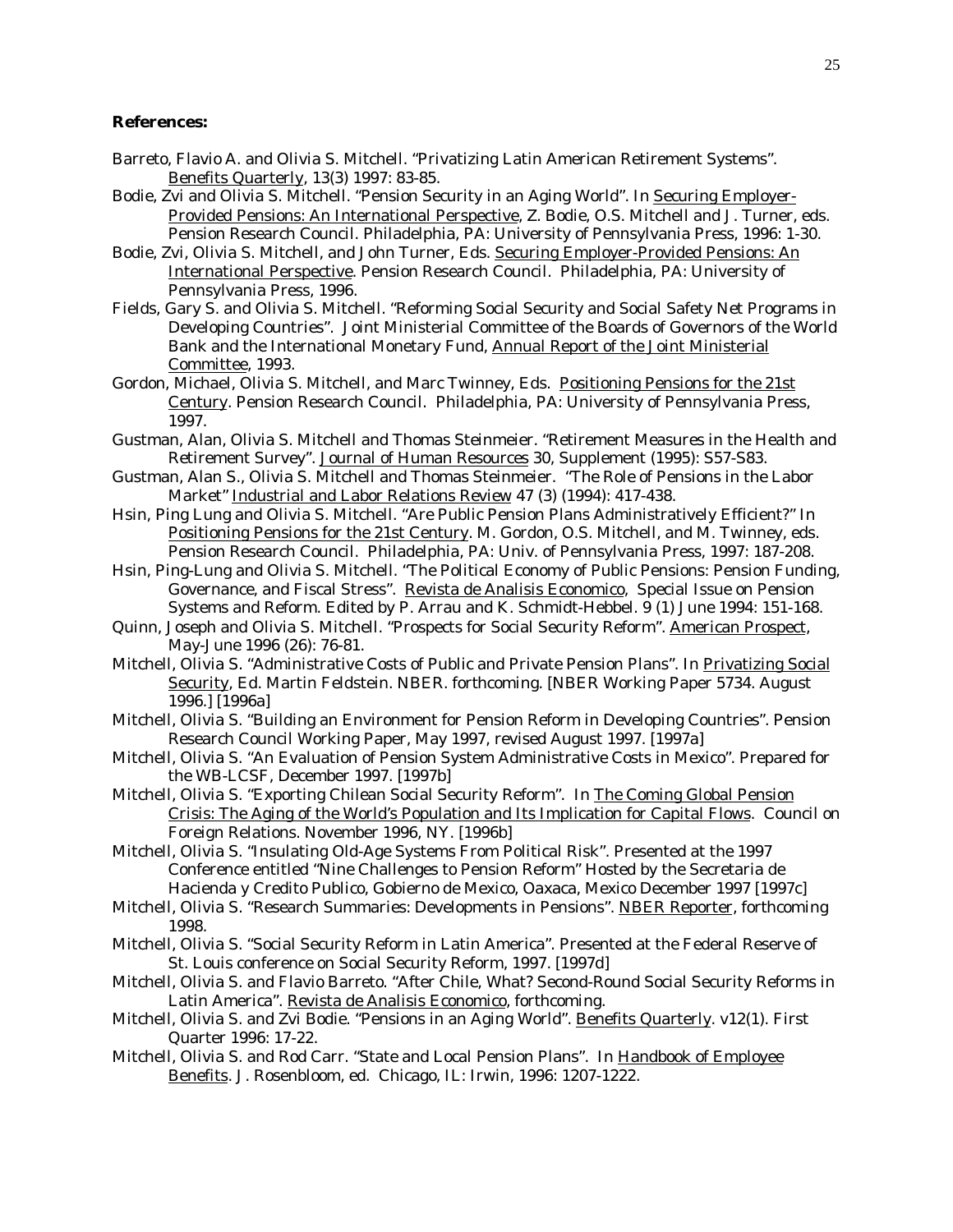**References:**

Barreto, Flavio A. and Olivia S. Mitchell. "Privatizing Latin American Retirement Systems". Benefits Quarterly, 13(3) 1997: 83-85.

Bodie, Zvi and Olivia S. Mitchell. "Pension Security in an Aging World". In Securing Employer-Provided Pensions: An International Perspective, Z. Bodie, O.S. Mitchell and J. Turner, eds. Pension Research Council. Philadelphia, PA: University of Pennsylvania Press, 1996: 1-30.

Bodie, Zvi, Olivia S. Mitchell, and John Turner, Eds. Securing Employer-Provided Pensions: An International Perspective. Pension Research Council. Philadelphia, PA: University of Pennsylvania Press, 1996.

Fields, Gary S. and Olivia S. Mitchell. "Reforming Social Security and Social Safety Net Programs in Developing Countries". Joint Ministerial Committee of the Boards of Governors of the World Bank and the International Monetary Fund, Annual Report of the Joint Ministerial Committee, 1993.

Gordon, Michael, Olivia S. Mitchell, and Marc Twinney, Eds. Positioning Pensions for the 21st Century. Pension Research Council. Philadelphia, PA: University of Pennsylvania Press, 1997.

Gustman, Alan, Olivia S. Mitchell and Thomas Steinmeier. "Retirement Measures in the Health and Retirement Survey". Journal of Human Resources 30, Supplement (1995): S57-S83.

Gustman, Alan S., Olivia S. Mitchell and Thomas Steinmeier. "The Role of Pensions in the Labor Market" Industrial and Labor Relations Review 47 (3) (1994): 417-438.

Hsin, Ping Lung and Olivia S. Mitchell. "Are Public Pension Plans Administratively Efficient?" In Positioning Pensions for the 21st Century. M. Gordon, O.S. Mitchell, and M. Twinney, eds. Pension Research Council. Philadelphia, PA: Univ. of Pennsylvania Press, 1997: 187-208.

Hsin, Ping-Lung and Olivia S. Mitchell. "The Political Economy of Public Pensions: Pension Funding, Governance, and Fiscal Stress". Revista de Analisis Economico, Special Issue on Pension Systems and Reform. Edited by P. Arrau and K. Schmidt-Hebbel. 9 (1) June 1994: 151-168.

Quinn, Joseph and Olivia S. Mitchell. "Prospects for Social Security Reform". American Prospect, May-June 1996 (26): 76-81.

Mitchell, Olivia S. "Administrative Costs of Public and Private Pension Plans". In Privatizing Social Security, Ed. Martin Feldstein. NBER. forthcoming. [NBER Working Paper 5734. August 1996.] [1996a]

Mitchell, Olivia S. "Building an Environment for Pension Reform in Developing Countries". Pension Research Council Working Paper, May 1997, revised August 1997. [1997a]

Mitchell, Olivia S. "An Evaluation of Pension System Administrative Costs in Mexico". Prepared for the WB-LCSF, December 1997. [1997b]

Mitchell, Olivia S. "Exporting Chilean Social Security Reform". In The Coming Global Pension Crisis: The Aging of the World's Population and Its Implication for Capital Flows. Council on Foreign Relations. November 1996, NY. [1996b]

Mitchell, Olivia S. "Insulating Old-Age Systems From Political Risk". Presented at the 1997 Conference entitled "Nine Challenges to Pension Reform" Hosted by the Secretaria de Hacienda y Credito Publico, Gobierno de Mexico, Oaxaca, Mexico December 1997 [1997c]

Mitchell, Olivia S. "Research Summaries: Developments in Pensions". NBER Reporter, forthcoming 1998.

Mitchell, Olivia S. "Social Security Reform in Latin America". Presented at the Federal Reserve of St. Louis conference on Social Security Reform, 1997. [1997d]

Mitchell, Olivia S. and Flavio Barreto. "After Chile, What? Second-Round Social Security Reforms in Latin America". Revista de Analisis Economico, forthcoming.

Mitchell, Olivia S. and Zvi Bodie. "Pensions in an Aging World". Benefits Quarterly. v12(1). First Quarter 1996: 17-22.

Mitchell, Olivia S. and Rod Carr. "State and Local Pension Plans". In Handbook of Employee Benefits. J. Rosenbloom, ed. Chicago, IL: Irwin, 1996: 1207-1222.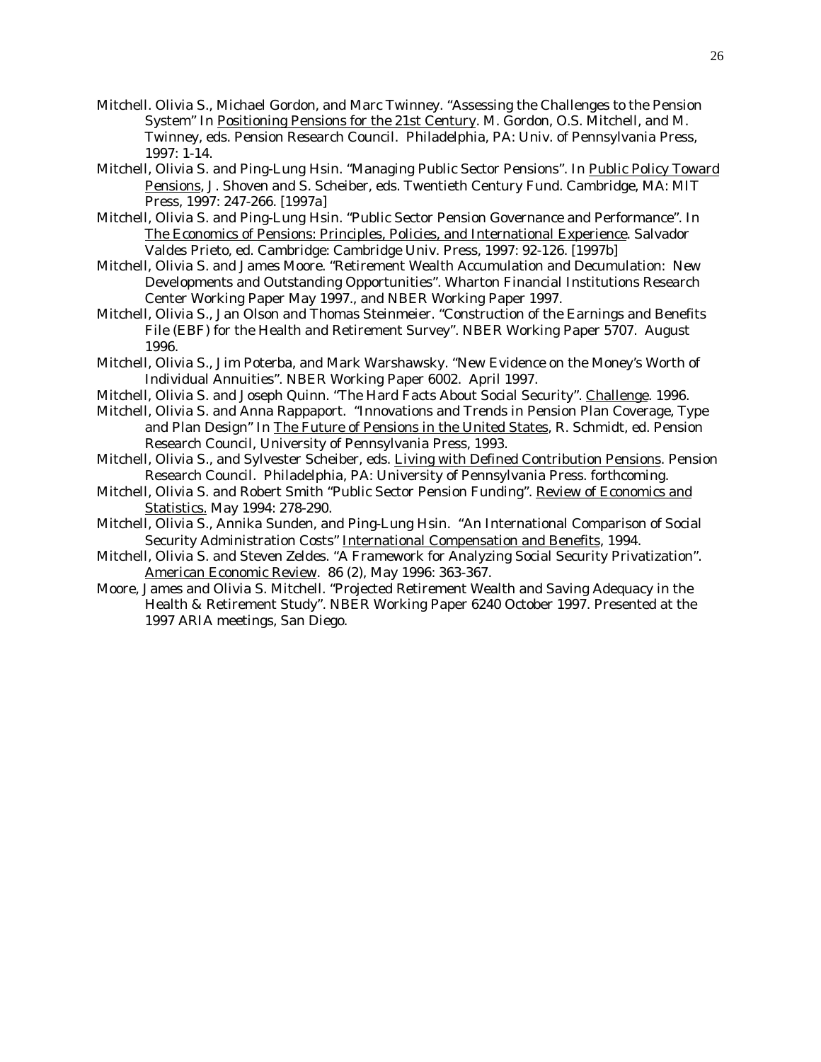Mitchell. Olivia S., Michael Gordon, and Marc Twinney. "Assessing the Challenges to the Pension System" In Positioning Pensions for the 21st Century. M. Gordon, O.S. Mitchell, and M. Twinney, eds. Pension Research Council. Philadelphia, PA: Univ. of Pennsylvania Press, 1997: 1-14.

Mitchell, Olivia S. and Ping-Lung Hsin. "Managing Public Sector Pensions". In Public Policy Toward Pensions, J. Shoven and S. Scheiber, eds. Twentieth Century Fund. Cambridge, MA: MIT Press, 1997: 247-266. [1997a]

Mitchell, Olivia S. and Ping-Lung Hsin. "Public Sector Pension Governance and Performance". In The Economics of Pensions: Principles, Policies, and International Experience. Salvador Valdes Prieto, ed. Cambridge: Cambridge Univ. Press, 1997: 92-126. [1997b]

Mitchell, Olivia S. and James Moore. "Retirement Wealth Accumulation and Decumulation: New Developments and Outstanding Opportunities". Wharton Financial Institutions Research Center Working Paper May 1997., and NBER Working Paper 1997.

Mitchell, Olivia S., Jan Olson and Thomas Steinmeier. "Construction of the Earnings and Benefits File (EBF) for the Health and Retirement Survey". NBER Working Paper 5707. August 1996.

Mitchell, Olivia S., Jim Poterba, and Mark Warshawsky. "New Evidence on the Money's Worth of Individual Annuities". NBER Working Paper 6002. April 1997.

Mitchell, Olivia S. and Joseph Quinn. "The Hard Facts About Social Security". Challenge. 1996.

Mitchell, Olivia S. and Anna Rappaport. "Innovations and Trends in Pension Plan Coverage, Type and Plan Design" In The Future of Pensions in the United States, R. Schmidt, ed. Pension Research Council, University of Pennsylvania Press, 1993.

Mitchell, Olivia S., and Sylvester Scheiber, eds. Living with Defined Contribution Pensions. Pension Research Council. Philadelphia, PA: University of Pennsylvania Press. forthcoming.

Mitchell, Olivia S. and Robert Smith "Public Sector Pension Funding". Review of Economics and Statistics. May 1994: 278-290.

Mitchell, Olivia S., Annika Sunden, and Ping-Lung Hsin. "An International Comparison of Social Security Administration Costs" International Compensation and Benefits, 1994.

Mitchell, Olivia S. and Steven Zeldes. "A Framework for Analyzing Social Security Privatization". American Economic Review. 86 (2), May 1996: 363-367.

Moore, James and Olivia S. Mitchell. "Projected Retirement Wealth and Saving Adequacy in the Health & Retirement Study". NBER Working Paper 6240 October 1997. Presented at the 1997 ARIA meetings, San Diego.